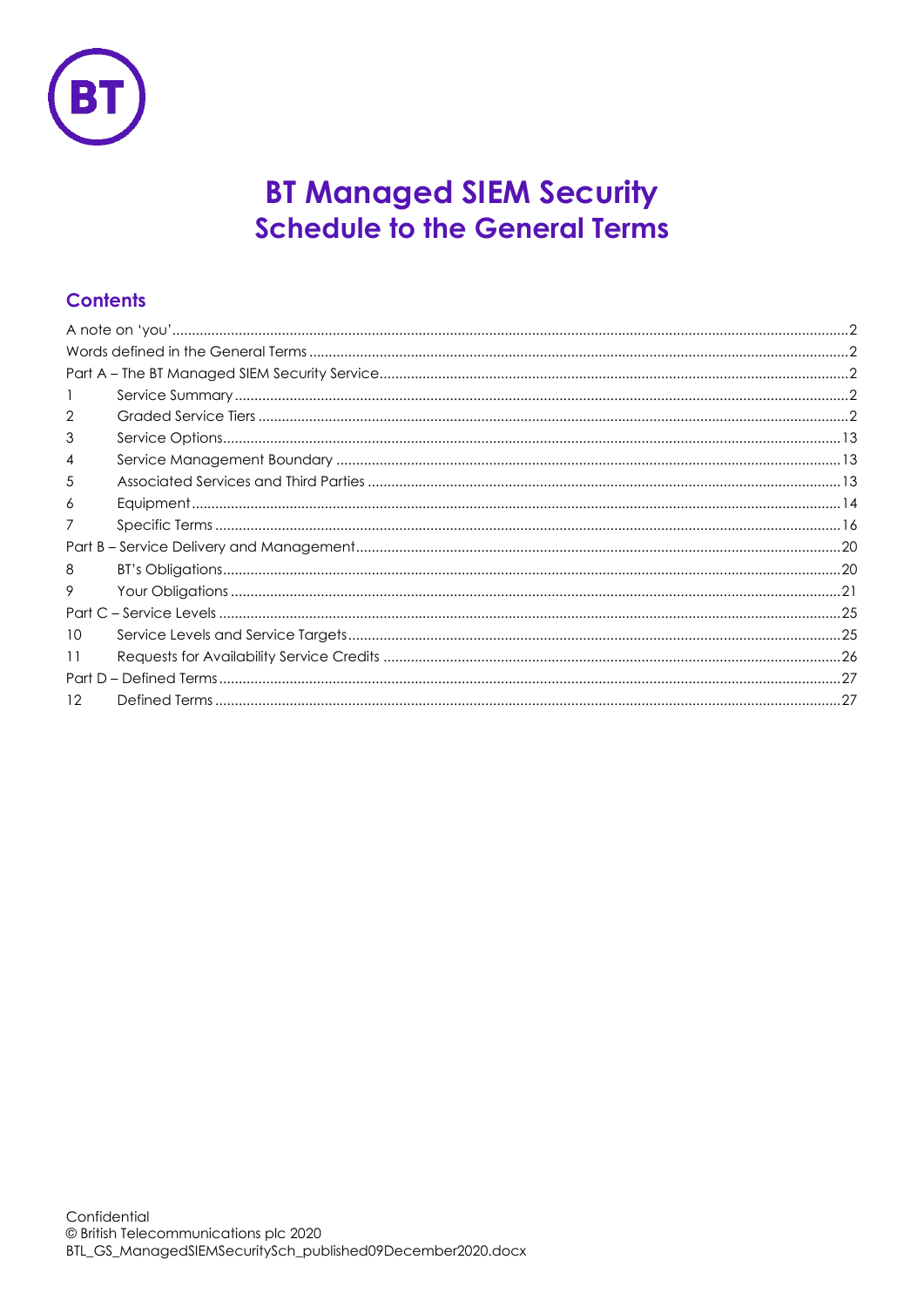# BT Managed SIEM Security
## Schedule to the General Terms

### Contents

| | | |
|---|---|---|
| A note on 'you' | | 2 |
| Words defined in the General Terms | | 2 |
| Part A – The BT Managed SIEM Security Service | | 2 |
| 1 | Service Summary | 2 |
| 2 | Graded Service Tiers | 2 |
| 3 | Service Options | 13 |
| 4 | Service Management Boundary | 13 |
| 5 | Associated Services and Third Parties | 13 |
| 6 | Equipment | 14 |
| 7 | Specific Terms | 16 |
| Part B – Service Delivery and Management | | 20 |
| 8 | BT's Obligations | 20 |
| 9 | Your Obligations | 21 |
| Part C – Service Levels | | 25 |
| 10 | Service Levels and Service Targets | 25 |
| 11 | Requests for Availability Service Credits | 26 |
| Part D – Defined Terms | | 27 |
| 12 | Defined Terms | 27 |

Confidential
© British Telecommunications plc 2020
BTL_GS_ManagedSIEMSecuritySch_published09December2020.docx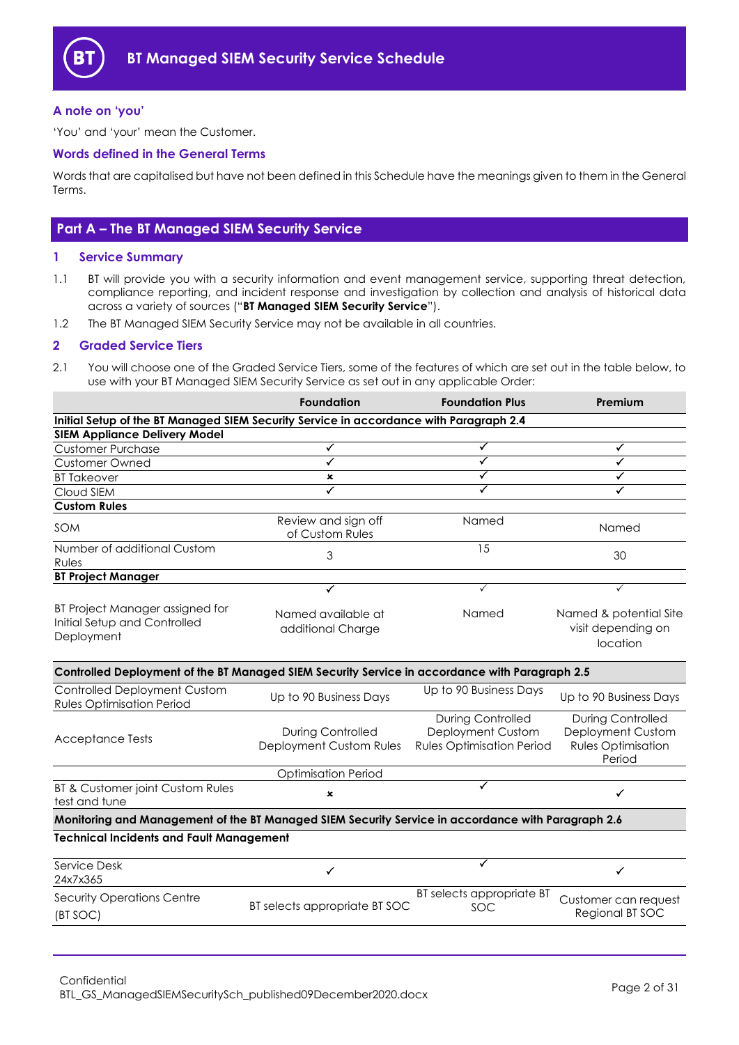# BT Managed SIEM Security Service Schedule

### A note on 'you'

'You' and 'your' mean the Customer.

### Words defined in the General Terms

Words that are capitalised but have not been defined in this Schedule have the meanings given to them in the General Terms.

## Part A – The BT Managed SIEM Security Service

### 1 Service Summary

1.1 BT will provide you with a security information and event management service, supporting threat detection, compliance reporting, and incident response and investigation by collection and analysis of historical data across a variety of sources ("**BT Managed SIEM Security Service**").

1.2 The BT Managed SIEM Security Service may not be available in all countries.

### 2 Graded Service Tiers

2.1 You will choose one of the Graded Service Tiers, some of the features of which are set out in the table below, to use with your BT Managed SIEM Security Service as set out in any applicable Order:

| | Foundation | Foundation Plus | Premium |
|---|---|---|---|
| **Initial Setup of the BT Managed SIEM Security Service in accordance with Paragraph 2.4** | | | |
| **SIEM Appliance Delivery Model** | | | |
| Customer Purchase | ✓ | ✓ | ✓ |
| Customer Owned | ✓ | ✓ | ✓ |
| BT Takeover | ✗ | ✓ | ✓ |
| Cloud SIEM | ✓ | ✓ | ✓ |
| **Custom Rules** | | | |
| SOM | Review and sign off of Custom Rules | Named | Named |
| Number of additional Custom Rules | 3 | 15 | 30 |
| **BT Project Manager** | | | |
| BT Project Manager assigned for Initial Setup and Controlled Deployment | ✓ Named available at additional Charge | ✓ Named | ✓ Named & potential Site visit depending on location |
| **Controlled Deployment of the BT Managed SIEM Security Service in accordance with Paragraph 2.5** | | | |
| Controlled Deployment Custom Rules Optimisation Period | Up to 90 Business Days | Up to 90 Business Days | Up to 90 Business Days |
| Acceptance Tests | During Controlled Deployment Custom Rules Optimisation Period | During Controlled Deployment Custom Rules Optimisation Period | During Controlled Deployment Custom Rules Optimisation Period |
| BT & Customer joint Custom Rules test and tune | ✗ | ✓ | ✓ |
| **Monitoring and Management of the BT Managed SIEM Security Service in accordance with Paragraph 2.6** | | | |
| **Technical Incidents and Fault Management** | | | |
| Service Desk 24x7x365 | ✓ | ✓ | ✓ |
| Security Operations Centre (BT SOC) | BT selects appropriate BT SOC | BT selects appropriate BT SOC | Customer can request Regional BT SOC |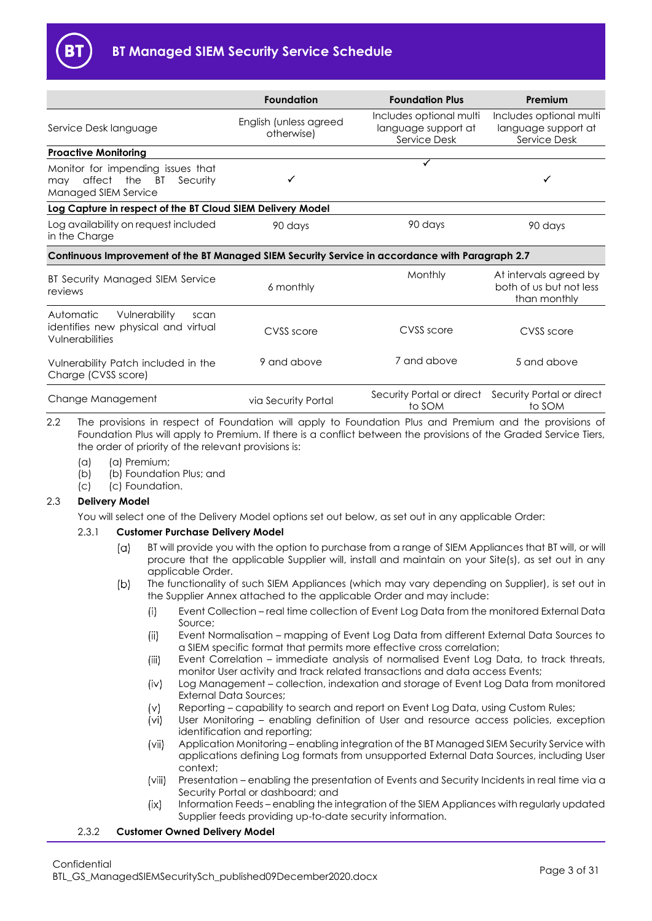| | Foundation | Foundation Plus | Premium |
|---|---|---|---|
| Service Desk language | English (unless agreed otherwise) | Includes optional multi language support at Service Desk | Includes optional multi language support at Service Desk |
| **Proactive Monitoring** | | | |
| Monitor for impending issues that may affect the BT Security Managed SIEM Service | ✓ | ✓ | ✓ |
| **Log Capture in respect of the BT Cloud SIEM Delivery Model** | | | |
| Log availability on request included in the Charge | 90 days | 90 days | 90 days |
| **Continuous Improvement of the BT Managed SIEM Security Service in accordance with Paragraph 2.7** | | | |
| BT Security Managed SIEM Service reviews | 6 monthly | Monthly | At intervals agreed by both of us but not less than monthly |
| Automatic Vulnerability scan identifies new physical and virtual Vulnerabilities | CVSS score | CVSS score | CVSS score |
| Vulnerability Patch included in the Charge (CVSS score) | 9 and above | 7 and above | 5 and above |
| Change Management | via Security Portal | Security Portal or direct to SOM | Security Portal or direct to SOM |

2.2 The provisions in respect of Foundation will apply to Foundation Plus and Premium and the provisions of Foundation Plus will apply to Premium. If there is a conflict between the provisions of the Graded Service Tiers, the order of priority of the relevant provisions is:

(a) (a) Premium;

(b) (b) Foundation Plus; and

(c) (c) Foundation.

2.3 **Delivery Model**

You will select one of the Delivery Model options set out below, as set out in any applicable Order:

2.3.1 **Customer Purchase Delivery Model**

(a) BT will provide you with the option to purchase from a range of SIEM Appliances that BT will, or will procure that the applicable Supplier will, install and maintain on your Site(s), as set out in any applicable Order.

(b) The functionality of such SIEM Appliances (which may vary depending on Supplier), is set out in the Supplier Annex attached to the applicable Order and may include:

(i) Event Collection – real time collection of Event Log Data from the monitored External Data Source;

(ii) Event Normalisation – mapping of Event Log Data from different External Data Sources to a SIEM specific format that permits more effective cross correlation;

(iii) Event Correlation – immediate analysis of normalised Event Log Data, to track threats, monitor User activity and track related transactions and data access Events;

(iv) Log Management – collection, indexation and storage of Event Log Data from monitored External Data Sources;

(v) Reporting – capability to search and report on Event Log Data, using Custom Rules;

(vi) User Monitoring – enabling definition of User and resource access policies, exception identification and reporting;

(vii) Application Monitoring – enabling integration of the BT Managed SIEM Security Service with applications defining Log formats from unsupported External Data Sources, including User context;

(viii) Presentation – enabling the presentation of Events and Security Incidents in real time via a Security Portal or dashboard; and

(ix) Information Feeds – enabling the integration of the SIEM Appliances with regularly updated Supplier feeds providing up-to-date security information.

2.3.2 **Customer Owned Delivery Model**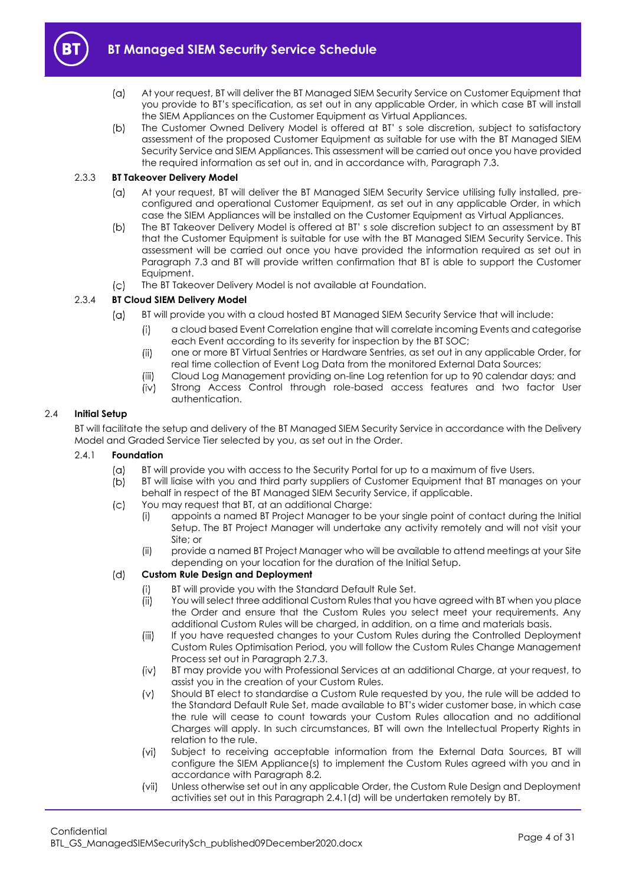(a) At your request, BT will deliver the BT Managed SIEM Security Service on Customer Equipment that you provide to BT's specification, as set out in any applicable Order, in which case BT will install the SIEM Appliances on the Customer Equipment as Virtual Appliances.

(b) The Customer Owned Delivery Model is offered at BT' s sole discretion, subject to satisfactory assessment of the proposed Customer Equipment as suitable for use with the BT Managed SIEM Security Service and SIEM Appliances. This assessment will be carried out once you have provided the required information as set out in, and in accordance with, Paragraph 7.3.

#### 2.3.3 **BT Takeover Delivery Model**

(a) At your request, BT will deliver the BT Managed SIEM Security Service utilising fully installed, pre-configured and operational Customer Equipment, as set out in any applicable Order, in which case the SIEM Appliances will be installed on the Customer Equipment as Virtual Appliances.

(b) The BT Takeover Delivery Model is offered at BT' s sole discretion subject to an assessment by BT that the Customer Equipment is suitable for use with the BT Managed SIEM Security Service. This assessment will be carried out once you have provided the information required as set out in Paragraph 7.3 and BT will provide written confirmation that BT is able to support the Customer Equipment.

(c) The BT Takeover Delivery Model is not available at Foundation.

#### 2.3.4 **BT Cloud SIEM Delivery Model**

(a) BT will provide you with a cloud hosted BT Managed SIEM Security Service that will include:

(i) a cloud based Event Correlation engine that will correlate incoming Events and categorise each Event according to its severity for inspection by the BT SOC;

(ii) one or more BT Virtual Sentries or Hardware Sentries, as set out in any applicable Order, for real time collection of Event Log Data from the monitored External Data Sources;

(iii) Cloud Log Management providing on-line Log retention for up to 90 calendar days; and

(iv) Strong Access Control through role-based access features and two factor User authentication.

### 2.4 **Initial Setup**

BT will facilitate the setup and delivery of the BT Managed SIEM Security Service in accordance with the Delivery Model and Graded Service Tier selected by you, as set out in the Order.

#### 2.4.1 **Foundation**

(a) BT will provide you with access to the Security Portal for up to a maximum of five Users.

(b) BT will liaise with you and third party suppliers of Customer Equipment that BT manages on your behalf in respect of the BT Managed SIEM Security Service, if applicable.

(c) You may request that BT, at an additional Charge:

(i) appoints a named BT Project Manager to be your single point of contact during the Initial Setup. The BT Project Manager will undertake any activity remotely and will not visit your Site; or

(ii) provide a named BT Project Manager who will be available to attend meetings at your Site depending on your location for the duration of the Initial Setup.

(d) **Custom Rule Design and Deployment**

(i) BT will provide you with the Standard Default Rule Set.

(ii) You will select three additional Custom Rules that you have agreed with BT when you place the Order and ensure that the Custom Rules you select meet your requirements. Any additional Custom Rules will be charged, in addition, on a time and materials basis.

(iii) If you have requested changes to your Custom Rules during the Controlled Deployment Custom Rules Optimisation Period, you will follow the Custom Rules Change Management Process set out in Paragraph 2.7.3.

(iv) BT may provide you with Professional Services at an additional Charge, at your request, to assist you in the creation of your Custom Rules.

(v) Should BT elect to standardise a Custom Rule requested by you, the rule will be added to the Standard Default Rule Set, made available to BT's wider customer base, in which case the rule will cease to count towards your Custom Rules allocation and no additional Charges will apply. In such circumstances, BT will own the Intellectual Property Rights in relation to the rule.

(vi) Subject to receiving acceptable information from the External Data Sources, BT will configure the SIEM Appliance(s) to implement the Custom Rules agreed with you and in accordance with Paragraph 8.2.

(vii) Unless otherwise set out in any applicable Order, the Custom Rule Design and Deployment activities set out in this Paragraph 2.4.1(d) will be undertaken remotely by BT.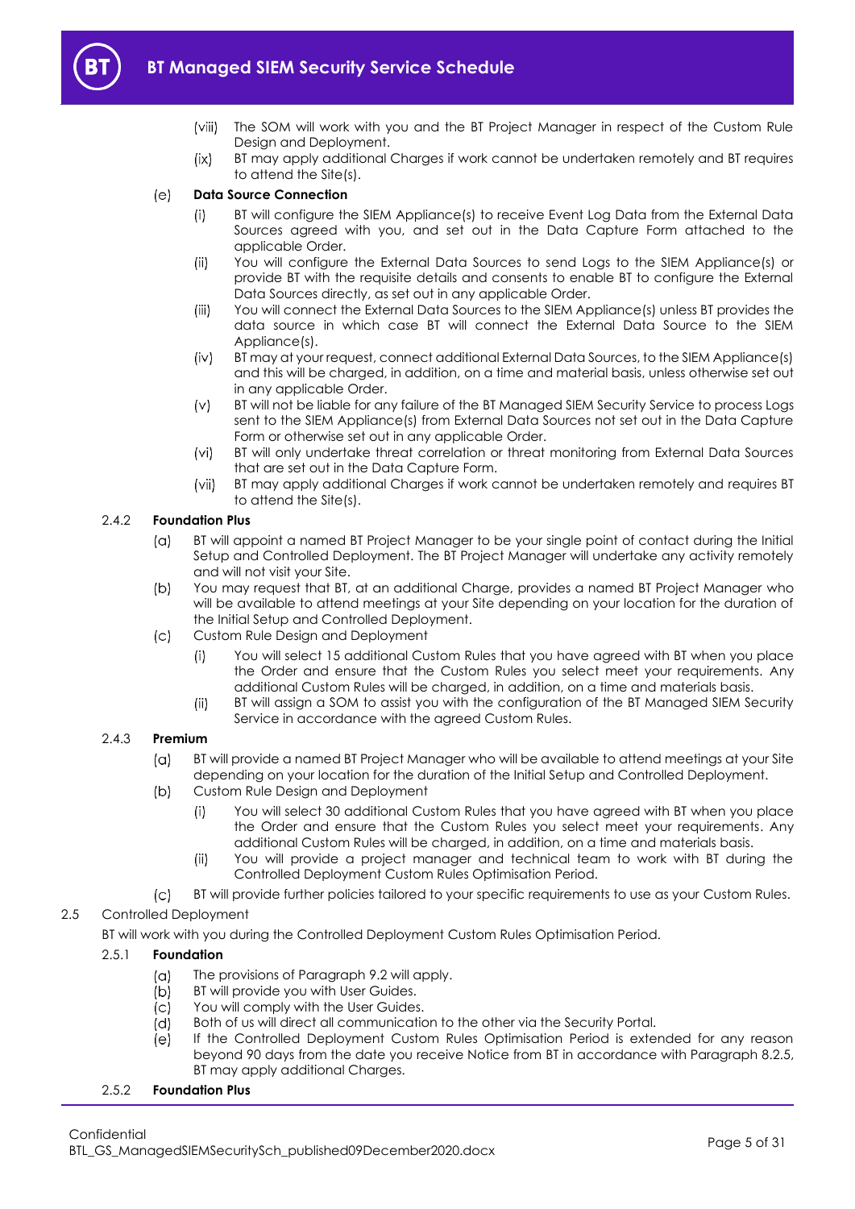(viii) The SOM will work with you and the BT Project Manager in respect of the Custom Rule Design and Deployment.

(ix) BT may apply additional Charges if work cannot be undertaken remotely and BT requires to attend the Site(s).

(e) **Data Source Connection**

(i) BT will configure the SIEM Appliance(s) to receive Event Log Data from the External Data Sources agreed with you, and set out in the Data Capture Form attached to the applicable Order.

(ii) You will configure the External Data Sources to send Logs to the SIEM Appliance(s) or provide BT with the requisite details and consents to enable BT to configure the External Data Sources directly, as set out in any applicable Order.

(iii) You will connect the External Data Sources to the SIEM Appliance(s) unless BT provides the data source in which case BT will connect the External Data Source to the SIEM Appliance(s).

(iv) BT may at your request, connect additional External Data Sources, to the SIEM Appliance(s) and this will be charged, in addition, on a time and material basis, unless otherwise set out in any applicable Order.

(v) BT will not be liable for any failure of the BT Managed SIEM Security Service to process Logs sent to the SIEM Appliance(s) from External Data Sources not set out in the Data Capture Form or otherwise set out in any applicable Order.

(vi) BT will only undertake threat correlation or threat monitoring from External Data Sources that are set out in the Data Capture Form.

(vii) BT may apply additional Charges if work cannot be undertaken remotely and requires BT to attend the Site(s).

2.4.2 **Foundation Plus**

(a) BT will appoint a named BT Project Manager to be your single point of contact during the Initial Setup and Controlled Deployment. The BT Project Manager will undertake any activity remotely and will not visit your Site.

(b) You may request that BT, at an additional Charge, provides a named BT Project Manager who will be available to attend meetings at your Site depending on your location for the duration of the Initial Setup and Controlled Deployment.

(c) Custom Rule Design and Deployment

(i) You will select 15 additional Custom Rules that you have agreed with BT when you place the Order and ensure that the Custom Rules you select meet your requirements. Any additional Custom Rules will be charged, in addition, on a time and materials basis.

(ii) BT will assign a SOM to assist you with the configuration of the BT Managed SIEM Security Service in accordance with the agreed Custom Rules.

2.4.3 **Premium**

(a) BT will provide a named BT Project Manager who will be available to attend meetings at your Site depending on your location for the duration of the Initial Setup and Controlled Deployment.

(b) Custom Rule Design and Deployment

(i) You will select 30 additional Custom Rules that you have agreed with BT when you place the Order and ensure that the Custom Rules you select meet your requirements. Any additional Custom Rules will be charged, in addition, on a time and materials basis.

(ii) You will provide a project manager and technical team to work with BT during the Controlled Deployment Custom Rules Optimisation Period.

(c) BT will provide further policies tailored to your specific requirements to use as your Custom Rules.

2.5 Controlled Deployment

BT will work with you during the Controlled Deployment Custom Rules Optimisation Period.

2.5.1 **Foundation**

(a) The provisions of Paragraph 9.2 will apply.

(b) BT will provide you with User Guides.

(c) You will comply with the User Guides.

(d) Both of us will direct all communication to the other via the Security Portal.

(e) If the Controlled Deployment Custom Rules Optimisation Period is extended for any reason beyond 90 days from the date you receive Notice from BT in accordance with Paragraph 8.2.5, BT may apply additional Charges.

2.5.2 **Foundation Plus**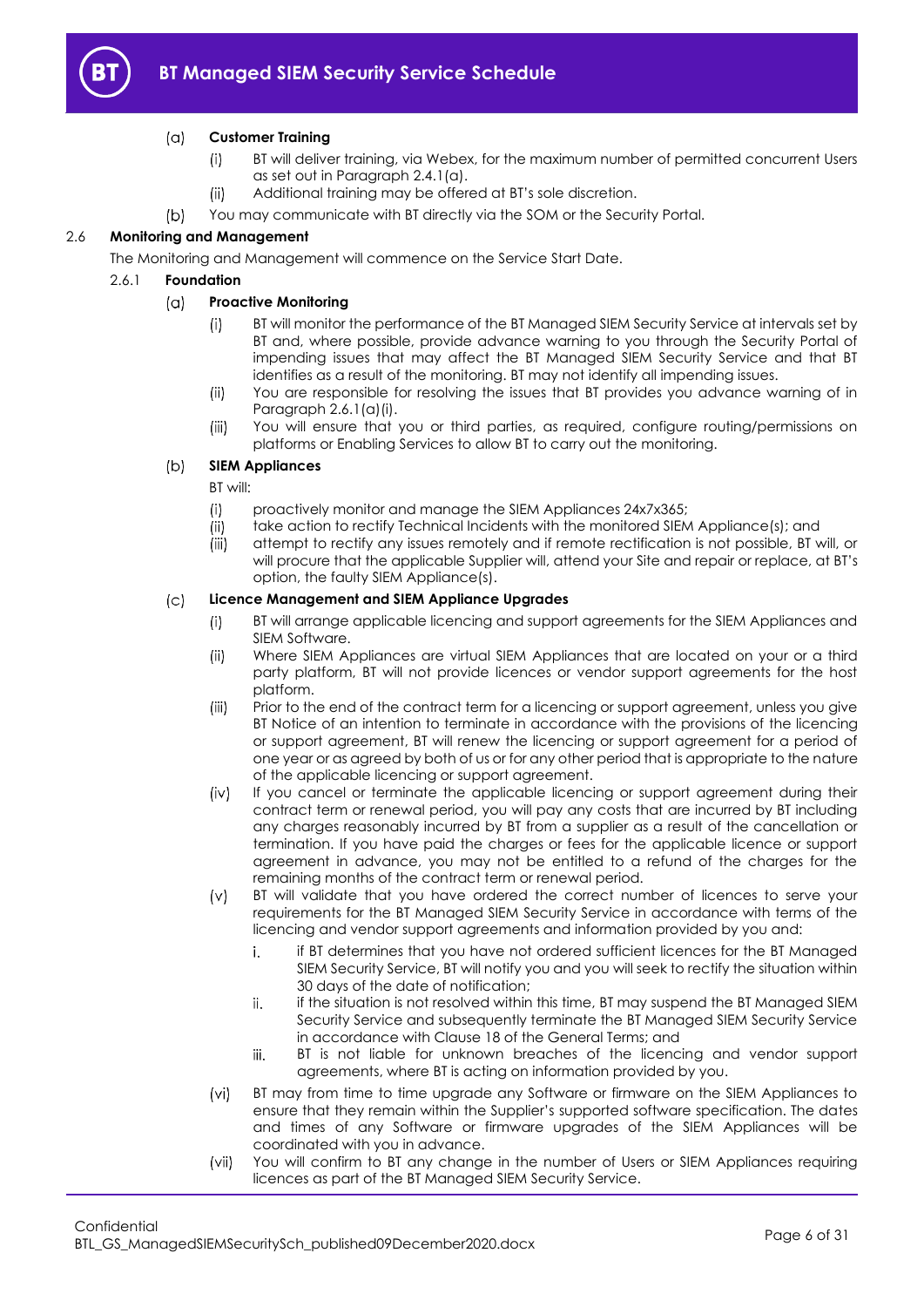(a) **Customer Training**

(i) BT will deliver training, via Webex, for the maximum number of permitted concurrent Users as set out in Paragraph 2.4.1(a).

(ii) Additional training may be offered at BT's sole discretion.

(b) You may communicate with BT directly via the SOM or the Security Portal.

### 2.6 Monitoring and Management

The Monitoring and Management will commence on the Service Start Date.

#### 2.6.1 Foundation

(a) **Proactive Monitoring**

(i) BT will monitor the performance of the BT Managed SIEM Security Service at intervals set by BT and, where possible, provide advance warning to you through the Security Portal of impending issues that may affect the BT Managed SIEM Security Service and that BT identifies as a result of the monitoring. BT may not identify all impending issues.

(ii) You are responsible for resolving the issues that BT provides you advance warning of in Paragraph 2.6.1(a)(i).

(iii) You will ensure that you or third parties, as required, configure routing/permissions on platforms or Enabling Services to allow BT to carry out the monitoring.

(b) **SIEM Appliances**

BT will:

(i) proactively monitor and manage the SIEM Appliances 24x7x365;

(ii) take action to rectify Technical Incidents with the monitored SIEM Appliance(s); and

(iii) attempt to rectify any issues remotely and if remote rectification is not possible, BT will, or will procure that the applicable Supplier will, attend your Site and repair or replace, at BT's option, the faulty SIEM Appliance(s).

(c) **Licence Management and SIEM Appliance Upgrades**

(i) BT will arrange applicable licencing and support agreements for the SIEM Appliances and SIEM Software.

(ii) Where SIEM Appliances are virtual SIEM Appliances that are located on your or a third party platform, BT will not provide licences or vendor support agreements for the host platform.

(iii) Prior to the end of the contract term for a licencing or support agreement, unless you give BT Notice of an intention to terminate in accordance with the provisions of the licencing or support agreement, BT will renew the licencing or support agreement for a period of one year or as agreed by both of us or for any other period that is appropriate to the nature of the applicable licencing or support agreement.

(iv) If you cancel or terminate the applicable licencing or support agreement during their contract term or renewal period, you will pay any costs that are incurred by BT including any charges reasonably incurred by BT from a supplier as a result of the cancellation or termination. If you have paid the charges or fees for the applicable licence or support agreement in advance, you may not be entitled to a refund of the charges for the remaining months of the contract term or renewal period.

(v) BT will validate that you have ordered the correct number of licences to serve your requirements for the BT Managed SIEM Security Service in accordance with terms of the licencing and vendor support agreements and information provided by you and:

i. if BT determines that you have not ordered sufficient licences for the BT Managed SIEM Security Service, BT will notify you and you will seek to rectify the situation within 30 days of the date of notification;

ii. if the situation is not resolved within this time, BT may suspend the BT Managed SIEM Security Service and subsequently terminate the BT Managed SIEM Security Service in accordance with Clause 18 of the General Terms; and

iii. BT is not liable for unknown breaches of the licencing and vendor support agreements, where BT is acting on information provided by you.

(vi) BT may from time to time upgrade any Software or firmware on the SIEM Appliances to ensure that they remain within the Supplier's supported software specification. The dates and times of any Software or firmware upgrades of the SIEM Appliances will be coordinated with you in advance.

(vii) You will confirm to BT any change in the number of Users or SIEM Appliances requiring licences as part of the BT Managed SIEM Security Service.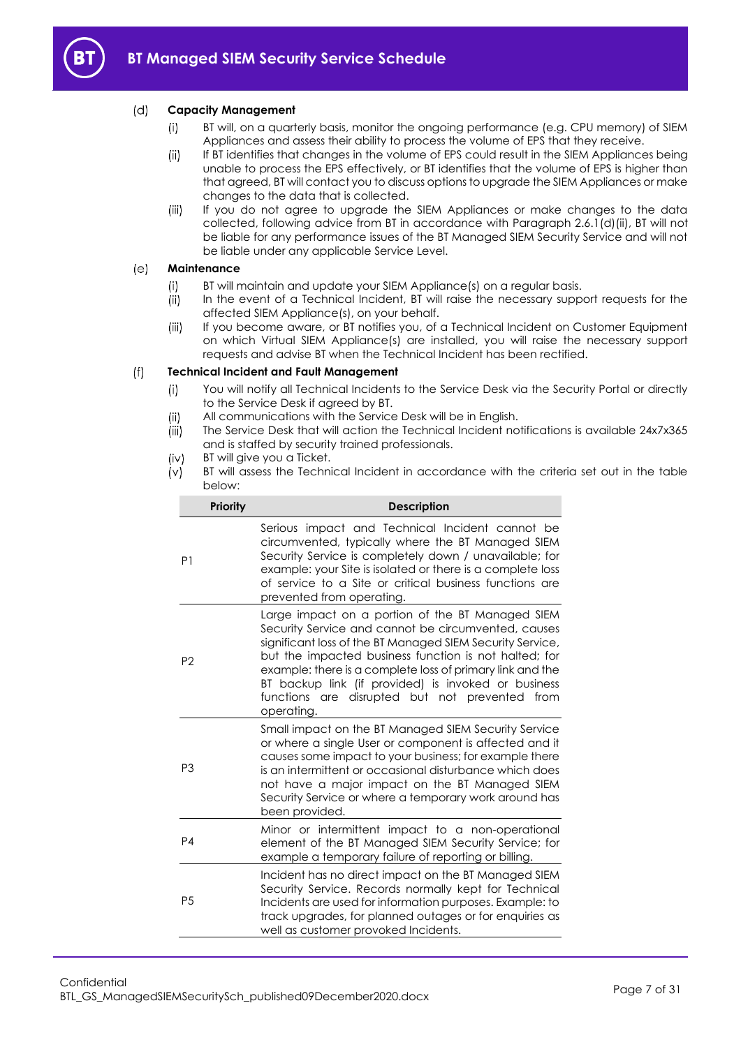(d) **Capacity Management**

(i) BT will, on a quarterly basis, monitor the ongoing performance (e.g. CPU memory) of SIEM Appliances and assess their ability to process the volume of EPS that they receive.

(ii) If BT identifies that changes in the volume of EPS could result in the SIEM Appliances being unable to process the EPS effectively, or BT identifies that the volume of EPS is higher than that agreed, BT will contact you to discuss options to upgrade the SIEM Appliances or make changes to the data that is collected.

(iii) If you do not agree to upgrade the SIEM Appliances or make changes to the data collected, following advice from BT in accordance with Paragraph 2.6.1(d)(ii), BT will not be liable for any performance issues of the BT Managed SIEM Security Service and will not be liable under any applicable Service Level.

(e) **Maintenance**

(i) BT will maintain and update your SIEM Appliance(s) on a regular basis.

(ii) In the event of a Technical Incident, BT will raise the necessary support requests for the affected SIEM Appliance(s), on your behalf.

(iii) If you become aware, or BT notifies you, of a Technical Incident on Customer Equipment on which Virtual SIEM Appliance(s) are installed, you will raise the necessary support requests and advise BT when the Technical Incident has been rectified.

(f) **Technical Incident and Fault Management**

(i) You will notify all Technical Incidents to the Service Desk via the Security Portal or directly to the Service Desk if agreed by BT.

(ii) All communications with the Service Desk will be in English.

(iii) The Service Desk that will action the Technical Incident notifications is available 24x7x365 and is staffed by security trained professionals.

(iv) BT will give you a Ticket.

(v) BT will assess the Technical Incident in accordance with the criteria set out in the table below:

| Priority | Description |
|---|---|
| P1 | Serious impact and Technical Incident cannot be circumvented, typically where the BT Managed SIEM Security Service is completely down / unavailable; for example: your Site is isolated or there is a complete loss of service to a Site or critical business functions are prevented from operating. |
| P2 | Large impact on a portion of the BT Managed SIEM Security Service and cannot be circumvented, causes significant loss of the BT Managed SIEM Security Service, but the impacted business function is not halted; for example: there is a complete loss of primary link and the BT backup link (if provided) is invoked or business functions are disrupted but not prevented from operating. |
| P3 | Small impact on the BT Managed SIEM Security Service or where a single User or component is affected and it causes some impact to your business; for example there is an intermittent or occasional disturbance which does not have a major impact on the BT Managed SIEM Security Service or where a temporary work around has been provided. |
| P4 | Minor or intermittent impact to a non-operational element of the BT Managed SIEM Security Service; for example a temporary failure of reporting or billing. |
| P5 | Incident has no direct impact on the BT Managed SIEM Security Service. Records normally kept for Technical Incidents are used for information purposes. Example: to track upgrades, for planned outages or for enquiries as well as customer provoked Incidents. |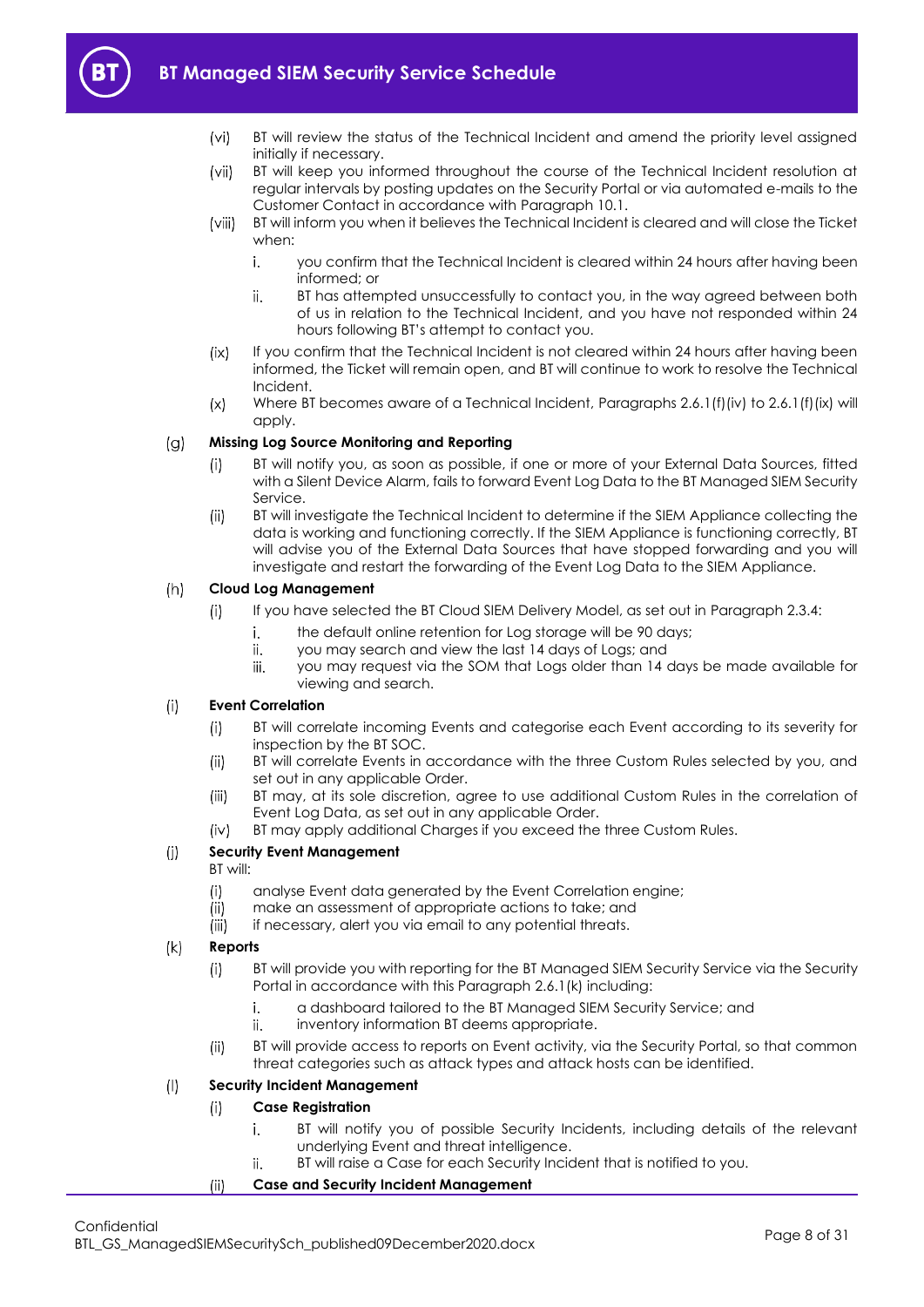(vi) BT will review the status of the Technical Incident and amend the priority level assigned initially if necessary.

(vii) BT will keep you informed throughout the course of the Technical Incident resolution at regular intervals by posting updates on the Security Portal or via automated e-mails to the Customer Contact in accordance with Paragraph 10.1.

(viii) BT will inform you when it believes the Technical Incident is cleared and will close the Ticket when:

i. you confirm that the Technical Incident is cleared within 24 hours after having been informed; or

ii. BT has attempted unsuccessfully to contact you, in the way agreed between both of us in relation to the Technical Incident, and you have not responded within 24 hours following BT's attempt to contact you.

(ix) If you confirm that the Technical Incident is not cleared within 24 hours after having been informed, the Ticket will remain open, and BT will continue to work to resolve the Technical Incident.

(x) Where BT becomes aware of a Technical Incident, Paragraphs 2.6.1(f)(iv) to 2.6.1(f)(ix) will apply.

(g) **Missing Log Source Monitoring and Reporting**

(i) BT will notify you, as soon as possible, if one or more of your External Data Sources, fitted with a Silent Device Alarm, fails to forward Event Log Data to the BT Managed SIEM Security Service.

(ii) BT will investigate the Technical Incident to determine if the SIEM Appliance collecting the data is working and functioning correctly. If the SIEM Appliance is functioning correctly, BT will advise you of the External Data Sources that have stopped forwarding and you will investigate and restart the forwarding of the Event Log Data to the SIEM Appliance.

(h) **Cloud Log Management**

(i) If you have selected the BT Cloud SIEM Delivery Model, as set out in Paragraph 2.3.4:

i. the default online retention for Log storage will be 90 days;

ii. you may search and view the last 14 days of Logs; and

iii. you may request via the SOM that Logs older than 14 days be made available for viewing and search.

(i) **Event Correlation**

(i) BT will correlate incoming Events and categorise each Event according to its severity for inspection by the BT SOC.

(ii) BT will correlate Events in accordance with the three Custom Rules selected by you, and set out in any applicable Order.

(iii) BT may, at its sole discretion, agree to use additional Custom Rules in the correlation of Event Log Data, as set out in any applicable Order.

(iv) BT may apply additional Charges if you exceed the three Custom Rules.

(j) **Security Event Management**

BT will:

(i) analyse Event data generated by the Event Correlation engine;

(ii) make an assessment of appropriate actions to take; and

(iii) if necessary, alert you via email to any potential threats.

(k) **Reports**

(i) BT will provide you with reporting for the BT Managed SIEM Security Service via the Security Portal in accordance with this Paragraph 2.6.1(k) including:

i. a dashboard tailored to the BT Managed SIEM Security Service; and

ii. inventory information BT deems appropriate.

(ii) BT will provide access to reports on Event activity, via the Security Portal, so that common threat categories such as attack types and attack hosts can be identified.

(l) **Security Incident Management**

(i) **Case Registration**

i. BT will notify you of possible Security Incidents, including details of the relevant underlying Event and threat intelligence.

ii. BT will raise a Case for each Security Incident that is notified to you.

(ii) **Case and Security Incident Management**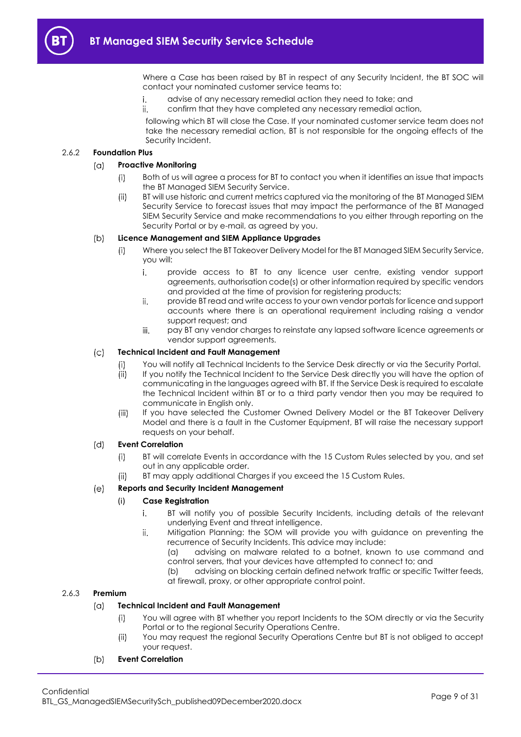Where a Case has been raised by BT in respect of any Security Incident, the BT SOC will contact your nominated customer service teams to:

i. advise of any necessary remedial action they need to take; and
ii. confirm that they have completed any necessary remedial action,

following which BT will close the Case. If your nominated customer service team does not take the necessary remedial action, BT is not responsible for the ongoing effects of the Security Incident.

2.6.2 **Foundation Plus**

(a) **Proactive Monitoring**

(i) Both of us will agree a process for BT to contact you when it identifies an issue that impacts the BT Managed SIEM Security Service.

(ii) BT will use historic and current metrics captured via the monitoring of the BT Managed SIEM Security Service to forecast issues that may impact the performance of the BT Managed SIEM Security Service and make recommendations to you either through reporting on the Security Portal or by e-mail, as agreed by you.

(b) **Licence Management and SIEM Appliance Upgrades**

(i) Where you select the BT Takeover Delivery Model for the BT Managed SIEM Security Service, you will:

i. provide access to BT to any licence user centre, existing vendor support agreements, authorisation code(s) or other information required by specific vendors and provided at the time of provision for registering products;
ii. provide BT read and write access to your own vendor portals for licence and support accounts where there is an operational requirement including raising a vendor support request; and
iii. pay BT any vendor charges to reinstate any lapsed software licence agreements or vendor support agreements.

(c) **Technical Incident and Fault Management**

(i) You will notify all Technical Incidents to the Service Desk directly or via the Security Portal.

(ii) If you notify the Technical Incident to the Service Desk directly you will have the option of communicating in the languages agreed with BT. If the Service Desk is required to escalate the Technical Incident within BT or to a third party vendor then you may be required to communicate in English only.

(iii) If you have selected the Customer Owned Delivery Model or the BT Takeover Delivery Model and there is a fault in the Customer Equipment, BT will raise the necessary support requests on your behalf.

(d) **Event Correlation**

(i) BT will correlate Events in accordance with the 15 Custom Rules selected by you, and set out in any applicable order.

(ii) BT may apply additional Charges if you exceed the 15 Custom Rules.

(e) **Reports and Security Incident Management**

(i) **Case Registration**

i. BT will notify you of possible Security Incidents, including details of the relevant underlying Event and threat intelligence.
ii. Mitigation Planning: the SOM will provide you with guidance on preventing the recurrence of Security Incidents. This advice may include:

(a) advising on malware related to a botnet, known to use command and control servers, that your devices have attempted to connect to; and

(b) advising on blocking certain defined network traffic or specific Twitter feeds, at firewall, proxy, or other appropriate control point.

2.6.3 **Premium**

(a) **Technical Incident and Fault Management**

(i) You will agree with BT whether you report Incidents to the SOM directly or via the Security Portal or to the regional Security Operations Centre.

(ii) You may request the regional Security Operations Centre but BT is not obliged to accept your request.

(b) **Event Correlation**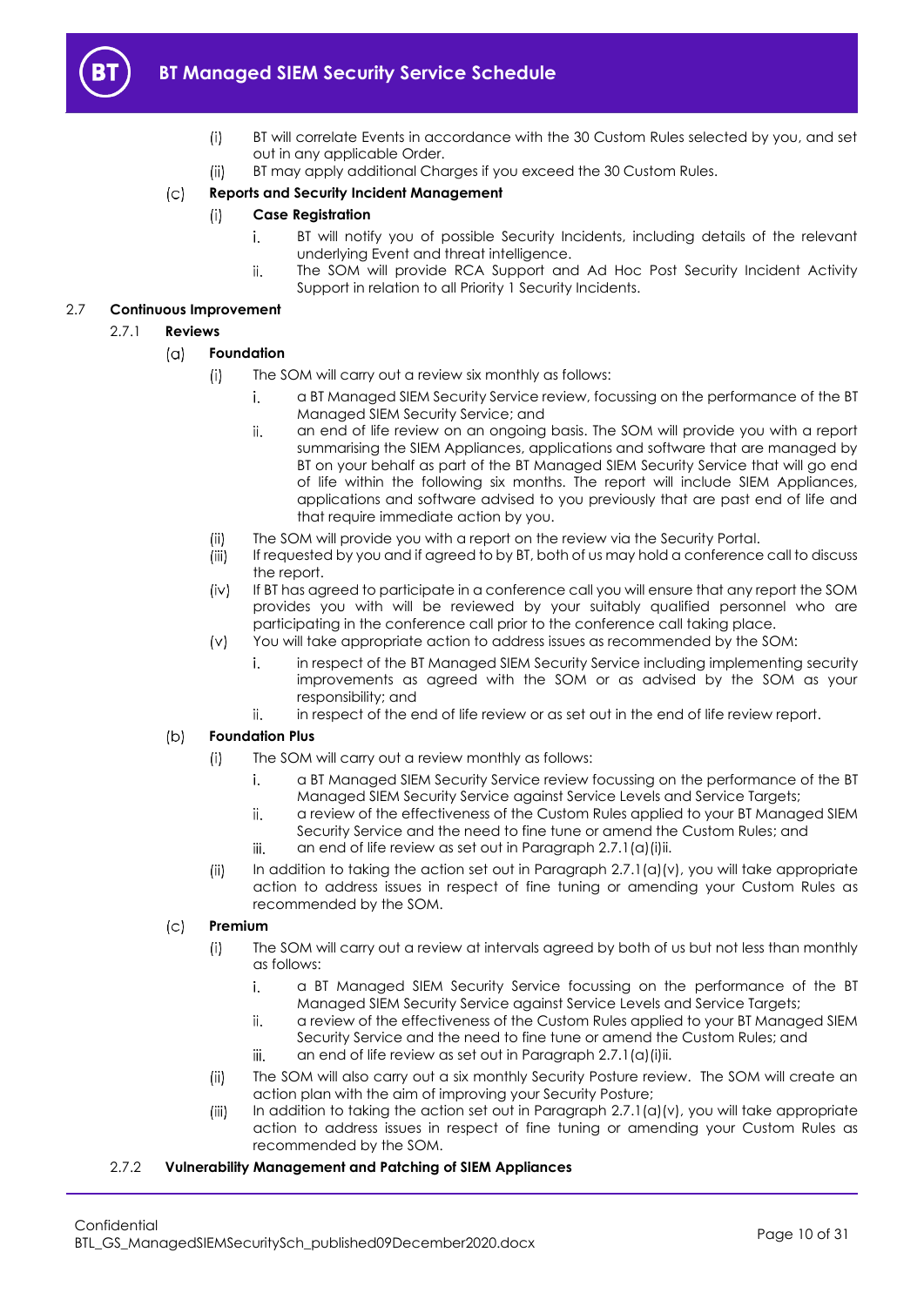(i) BT will correlate Events in accordance with the 30 Custom Rules selected by you, and set out in any applicable Order.

(ii) BT may apply additional Charges if you exceed the 30 Custom Rules.

(c) **Reports and Security Incident Management**

(i) **Case Registration**

i. BT will notify you of possible Security Incidents, including details of the relevant underlying Event and threat intelligence.

ii. The SOM will provide RCA Support and Ad Hoc Post Security Incident Activity Support in relation to all Priority 1 Security Incidents.

2.7 **Continuous Improvement**

2.7.1 **Reviews**

(a) **Foundation**

(i) The SOM will carry out a review six monthly as follows:

i. a BT Managed SIEM Security Service review, focussing on the performance of the BT Managed SIEM Security Service; and

ii. an end of life review on an ongoing basis. The SOM will provide you with a report summarising the SIEM Appliances, applications and software that are managed by BT on your behalf as part of the BT Managed SIEM Security Service that will go end of life within the following six months. The report will include SIEM Appliances, applications and software advised to you previously that are past end of life and that require immediate action by you.

(ii) The SOM will provide you with a report on the review via the Security Portal.

(iii) If requested by you and if agreed to by BT, both of us may hold a conference call to discuss the report.

(iv) If BT has agreed to participate in a conference call you will ensure that any report the SOM provides you with will be reviewed by your suitably qualified personnel who are participating in the conference call prior to the conference call taking place.

(v) You will take appropriate action to address issues as recommended by the SOM:

i. in respect of the BT Managed SIEM Security Service including implementing security improvements as agreed with the SOM or as advised by the SOM as your responsibility; and

ii. in respect of the end of life review or as set out in the end of life review report.

(b) **Foundation Plus**

(i) The SOM will carry out a review monthly as follows:

i. a BT Managed SIEM Security Service review focussing on the performance of the BT Managed SIEM Security Service against Service Levels and Service Targets;

ii. a review of the effectiveness of the Custom Rules applied to your BT Managed SIEM Security Service and the need to fine tune or amend the Custom Rules; and

iii. an end of life review as set out in Paragraph 2.7.1(a)(i)ii.

(ii) In addition to taking the action set out in Paragraph 2.7.1(a)(v), you will take appropriate action to address issues in respect of fine tuning or amending your Custom Rules as recommended by the SOM.

(c) **Premium**

(i) The SOM will carry out a review at intervals agreed by both of us but not less than monthly as follows:

i. a BT Managed SIEM Security Service focussing on the performance of the BT Managed SIEM Security Service against Service Levels and Service Targets;

ii. a review of the effectiveness of the Custom Rules applied to your BT Managed SIEM Security Service and the need to fine tune or amend the Custom Rules; and

iii. an end of life review as set out in Paragraph 2.7.1(a)(i)ii.

(ii) The SOM will also carry out a six monthly Security Posture review. The SOM will create an action plan with the aim of improving your Security Posture;

(iii) In addition to taking the action set out in Paragraph 2.7.1(a)(v), you will take appropriate action to address issues in respect of fine tuning or amending your Custom Rules as recommended by the SOM.

2.7.2 **Vulnerability Management and Patching of SIEM Appliances**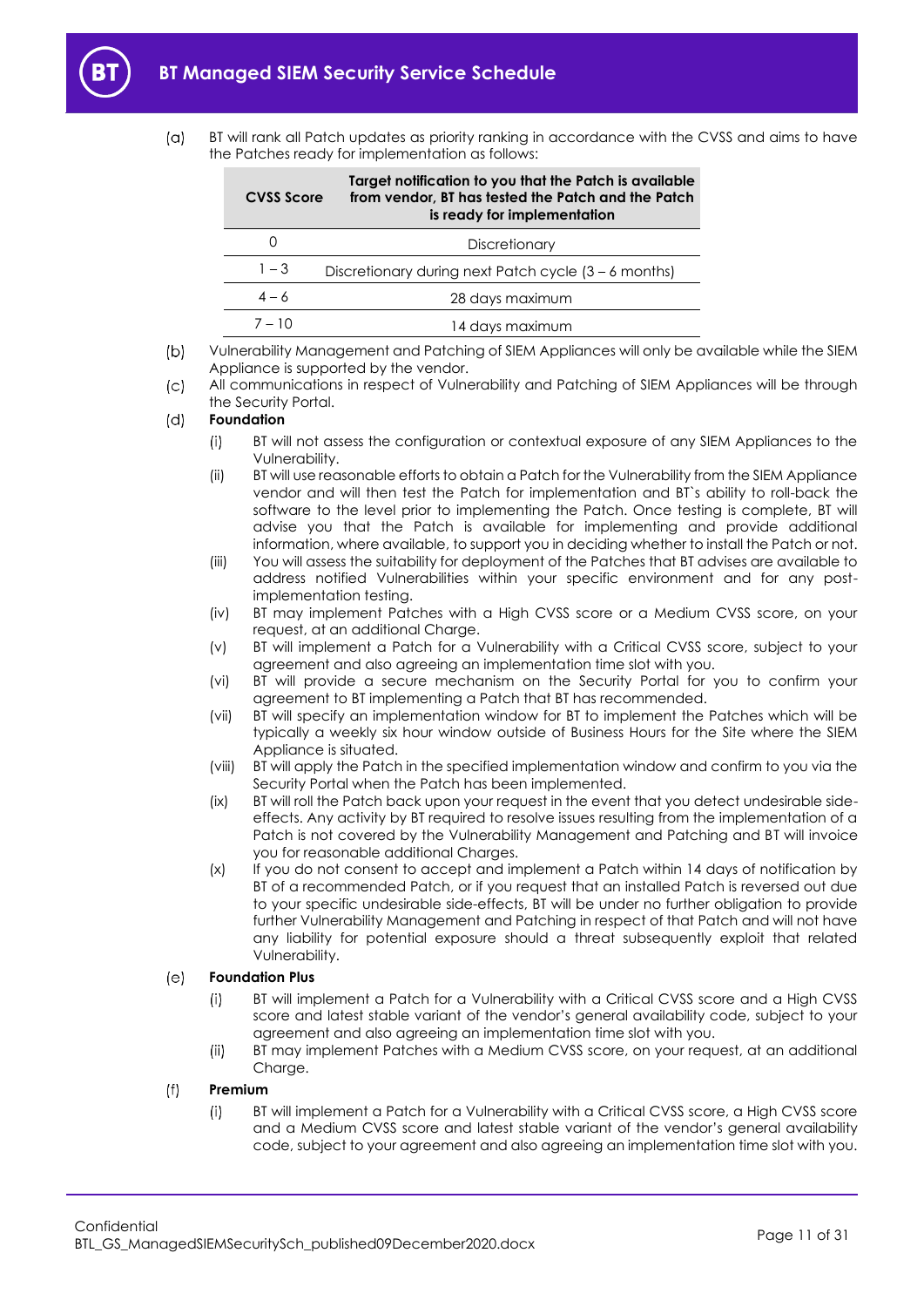(a) BT will rank all Patch updates as priority ranking in accordance with the CVSS and aims to have the Patches ready for implementation as follows:

| CVSS Score | Target notification to you that the Patch is available from vendor, BT has tested the Patch and the Patch is ready for implementation |
|---|---|
| 0 | Discretionary |
| 1 – 3 | Discretionary during next Patch cycle (3 – 6 months) |
| 4 – 6 | 28 days maximum |
| 7 – 10 | 14 days maximum |

(b) Vulnerability Management and Patching of SIEM Appliances will only be available while the SIEM Appliance is supported by the vendor.

(c) All communications in respect of Vulnerability and Patching of SIEM Appliances will be through the Security Portal.

(d) **Foundation**

(i) BT will not assess the configuration or contextual exposure of any SIEM Appliances to the Vulnerability.

(ii) BT will use reasonable efforts to obtain a Patch for the Vulnerability from the SIEM Appliance vendor and will then test the Patch for implementation and BT`s ability to roll-back the software to the level prior to implementing the Patch. Once testing is complete, BT will advise you that the Patch is available for implementing and provide additional information, where available, to support you in deciding whether to install the Patch or not.

(iii) You will assess the suitability for deployment of the Patches that BT advises are available to address notified Vulnerabilities within your specific environment and for any post-implementation testing.

(iv) BT may implement Patches with a High CVSS score or a Medium CVSS score, on your request, at an additional Charge.

(v) BT will implement a Patch for a Vulnerability with a Critical CVSS score, subject to your agreement and also agreeing an implementation time slot with you.

(vi) BT will provide a secure mechanism on the Security Portal for you to confirm your agreement to BT implementing a Patch that BT has recommended.

(vii) BT will specify an implementation window for BT to implement the Patches which will be typically a weekly six hour window outside of Business Hours for the Site where the SIEM Appliance is situated.

(viii) BT will apply the Patch in the specified implementation window and confirm to you via the Security Portal when the Patch has been implemented.

(ix) BT will roll the Patch back upon your request in the event that you detect undesirable side-effects. Any activity by BT required to resolve issues resulting from the implementation of a Patch is not covered by the Vulnerability Management and Patching and BT will invoice you for reasonable additional Charges.

(x) If you do not consent to accept and implement a Patch within 14 days of notification by BT of a recommended Patch, or if you request that an installed Patch is reversed out due to your specific undesirable side-effects, BT will be under no further obligation to provide further Vulnerability Management and Patching in respect of that Patch and will not have any liability for potential exposure should a threat subsequently exploit that related Vulnerability.

(e) **Foundation Plus**

(i) BT will implement a Patch for a Vulnerability with a Critical CVSS score and a High CVSS score and latest stable variant of the vendor's general availability code, subject to your agreement and also agreeing an implementation time slot with you.

(ii) BT may implement Patches with a Medium CVSS score, on your request, at an additional Charge.

(f) **Premium**

(i) BT will implement a Patch for a Vulnerability with a Critical CVSS score, a High CVSS score and a Medium CVSS score and latest stable variant of the vendor's general availability code, subject to your agreement and also agreeing an implementation time slot with you.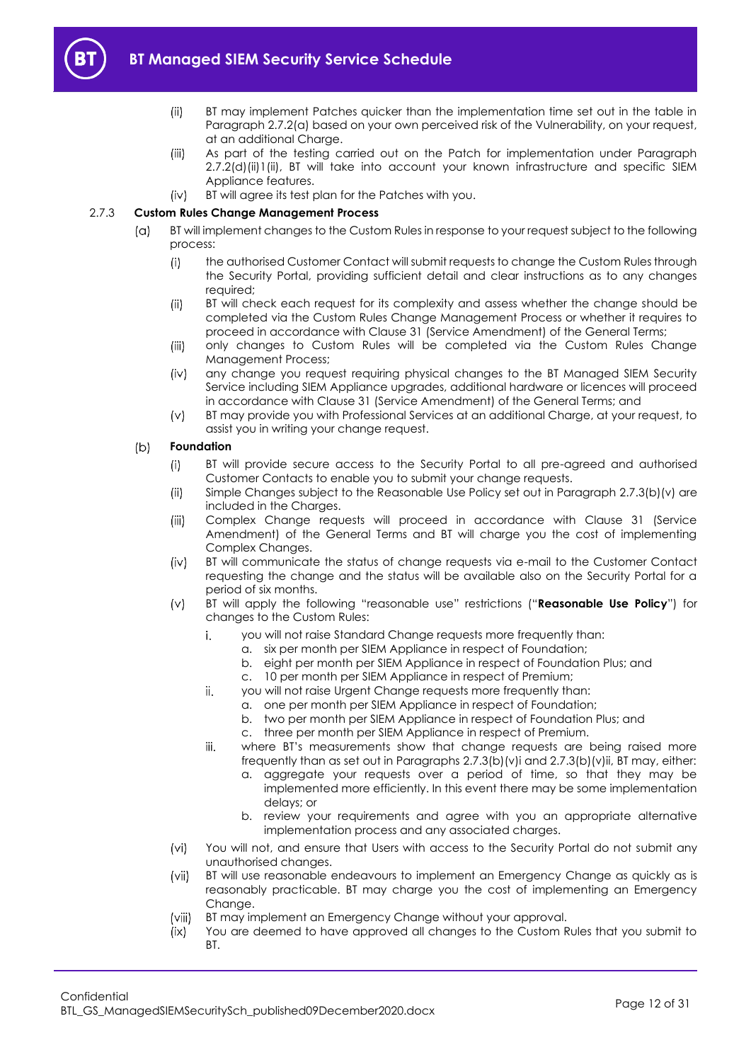(ii) BT may implement Patches quicker than the implementation time set out in the table in Paragraph 2.7.2(a) based on your own perceived risk of the Vulnerability, on your request, at an additional Charge.

(iii) As part of the testing carried out on the Patch for implementation under Paragraph 2.7.2(d)(ii)1(ii), BT will take into account your known infrastructure and specific SIEM Appliance features.

(iv) BT will agree its test plan for the Patches with you.

2.7.3 **Custom Rules Change Management Process**

(a) BT will implement changes to the Custom Rules in response to your request subject to the following process:

(i) the authorised Customer Contact will submit requests to change the Custom Rules through the Security Portal, providing sufficient detail and clear instructions as to any changes required;

(ii) BT will check each request for its complexity and assess whether the change should be completed via the Custom Rules Change Management Process or whether it requires to proceed in accordance with Clause 31 (Service Amendment) of the General Terms;

(iii) only changes to Custom Rules will be completed via the Custom Rules Change Management Process;

(iv) any change you request requiring physical changes to the BT Managed SIEM Security Service including SIEM Appliance upgrades, additional hardware or licences will proceed in accordance with Clause 31 (Service Amendment) of the General Terms; and

(v) BT may provide you with Professional Services at an additional Charge, at your request, to assist you in writing your change request.

(b) **Foundation**

(i) BT will provide secure access to the Security Portal to all pre-agreed and authorised Customer Contacts to enable you to submit your change requests.

(ii) Simple Changes subject to the Reasonable Use Policy set out in Paragraph 2.7.3(b)(v) are included in the Charges.

(iii) Complex Change requests will proceed in accordance with Clause 31 (Service Amendment) of the General Terms and BT will charge you the cost of implementing Complex Changes.

(iv) BT will communicate the status of change requests via e-mail to the Customer Contact requesting the change and the status will be available also on the Security Portal for a period of six months.

(v) BT will apply the following "reasonable use" restrictions ("**Reasonable Use Policy**") for changes to the Custom Rules:

i. you will not raise Standard Change requests more frequently than:

a. six per month per SIEM Appliance in respect of Foundation;

b. eight per month per SIEM Appliance in respect of Foundation Plus; and

c. 10 per month per SIEM Appliance in respect of Premium;

ii. you will not raise Urgent Change requests more frequently than:

a. one per month per SIEM Appliance in respect of Foundation;

b. two per month per SIEM Appliance in respect of Foundation Plus; and

c. three per month per SIEM Appliance in respect of Premium.

iii. where BT's measurements show that change requests are being raised more frequently than as set out in Paragraphs 2.7.3(b)(v)i and 2.7.3(b)(v)ii, BT may, either:

a. aggregate your requests over a period of time, so that they may be implemented more efficiently. In this event there may be some implementation delays; or

b. review your requirements and agree with you an appropriate alternative implementation process and any associated charges.

(vi) You will not, and ensure that Users with access to the Security Portal do not submit any unauthorised changes.

(vii) BT will use reasonable endeavours to implement an Emergency Change as quickly as is reasonably practicable. BT may charge you the cost of implementing an Emergency Change.

(viii) BT may implement an Emergency Change without your approval.

(ix) You are deemed to have approved all changes to the Custom Rules that you submit to BT.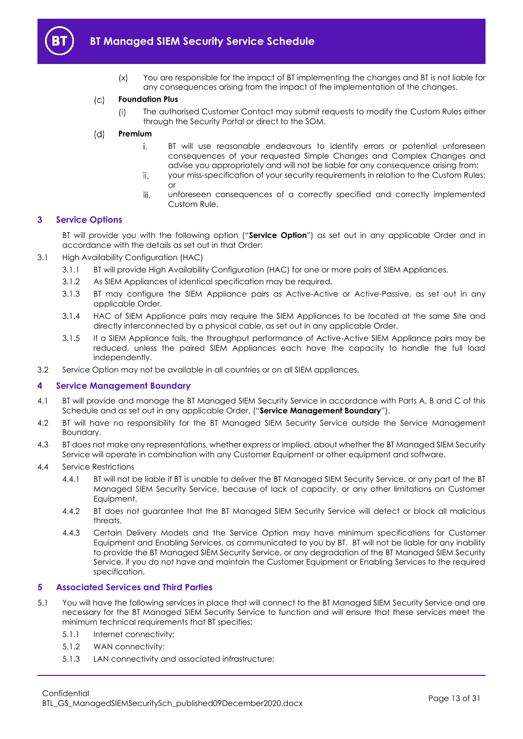(x) You are responsible for the impact of BT implementing the changes and BT is not liable for any consequences arising from the impact of the implementation of the changes.

(c) **Foundation Plus**

(i) The authorised Customer Contact may submit requests to modify the Custom Rules either through the Security Portal or direct to the SOM.

(d) **Premium**

i. BT will use reasonable endeavours to identify errors or potential unforeseen consequences of your requested Simple Changes and Complex Changes and advise you appropriately and will not be liable for any consequence arising from:

ii. your miss-specification of your security requirements in relation to the Custom Rules; or

iii. unforeseen consequences of a correctly specified and correctly implemented Custom Rule.

## 3 Service Options

BT will provide you with the following option ("**Service Option**") as set out in any applicable Order and in accordance with the details as set out in that Order:

3.1 High Availability Configuration (HAC)

3.1.1 BT will provide High Availability Configuration (HAC) for one or more pairs of SIEM Appliances.

3.1.2 As SIEM Appliances of identical specification may be required.

3.1.3 BT may configure the SIEM Appliance pairs as Active-Active or Active-Passive, as set out in any applicable Order.

3.1.4 HAC of SIEM Appliance pairs may require the SIEM Appliances to be located at the same Site and directly interconnected by a physical cable, as set out in any applicable Order.

3.1.5 If a SIEM Appliance fails, the throughput performance of Active-Active SIEM Appliance pairs may be reduced, unless the paired SIEM Appliances each have the capacity to handle the full load independently.

3.2 Service Option may not be available in all countries or on all SIEM appliances.

## 4 Service Management Boundary

4.1 BT will provide and manage the BT Managed SIEM Security Service in accordance with Parts A, B and C of this Schedule and as set out in any applicable Order, ("**Service Management Boundary**").

4.2 BT will have no responsibility for the BT Managed SIEM Security Service outside the Service Management Boundary.

4.3 BT does not make any representations, whether express or implied, about whether the BT Managed SIEM Security Service will operate in combination with any Customer Equipment or other equipment and software.

4.4 Service Restrictions

4.4.1 BT will not be liable if BT is unable to deliver the BT Managed SIEM Security Service, or any part of the BT Managed SIEM Security Service, because of lack of capacity, or any other limitations on Customer Equipment.

4.4.2 BT does not guarantee that the BT Managed SIEM Security Service will detect or block all malicious threats.

4.4.3 Certain Delivery Models and the Service Option may have minimum specifications for Customer Equipment and Enabling Services, as communicated to you by BT. BT will not be liable for any inability to provide the BT Managed SIEM Security Service, or any degradation of the BT Managed SIEM Security Service, if you do not have and maintain the Customer Equipment or Enabling Services to the required specification.

## 5 Associated Services and Third Parties

5.1 You will have the following services in place that will connect to the BT Managed SIEM Security Service and are necessary for the BT Managed SIEM Security Service to function and will ensure that these services meet the minimum technical requirements that BT specifies:

5.1.1 Internet connectivity;

5.1.2 WAN connectivity;

5.1.3 LAN connectivity and associated infrastructure;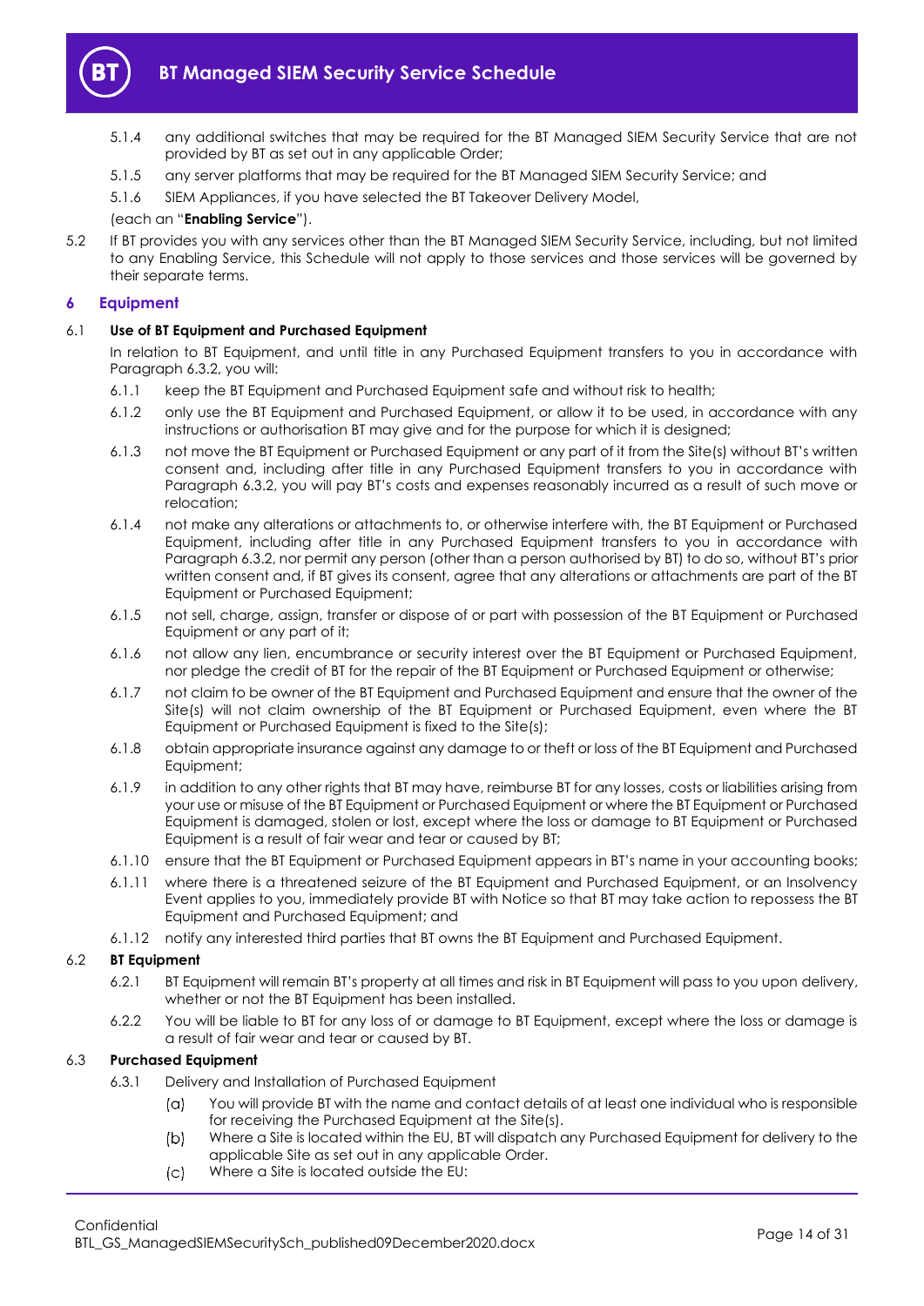5.1.4 any additional switches that may be required for the BT Managed SIEM Security Service that are not provided by BT as set out in any applicable Order;

5.1.5 any server platforms that may be required for the BT Managed SIEM Security Service; and

5.1.6 SIEM Appliances, if you have selected the BT Takeover Delivery Model,

(each an "**Enabling Service**").

5.2 If BT provides you with any services other than the BT Managed SIEM Security Service, including, but not limited to any Enabling Service, this Schedule will not apply to those services and those services will be governed by their separate terms.

## 6 Equipment

### 6.1 Use of BT Equipment and Purchased Equipment

In relation to BT Equipment, and until title in any Purchased Equipment transfers to you in accordance with Paragraph 6.3.2, you will:

6.1.1 keep the BT Equipment and Purchased Equipment safe and without risk to health;

6.1.2 only use the BT Equipment and Purchased Equipment, or allow it to be used, in accordance with any instructions or authorisation BT may give and for the purpose for which it is designed;

6.1.3 not move the BT Equipment or Purchased Equipment or any part of it from the Site(s) without BT's written consent and, including after title in any Purchased Equipment transfers to you in accordance with Paragraph 6.3.2, you will pay BT's costs and expenses reasonably incurred as a result of such move or relocation;

6.1.4 not make any alterations or attachments to, or otherwise interfere with, the BT Equipment or Purchased Equipment, including after title in any Purchased Equipment transfers to you in accordance with Paragraph 6.3.2, nor permit any person (other than a person authorised by BT) to do so, without BT's prior written consent and, if BT gives its consent, agree that any alterations or attachments are part of the BT Equipment or Purchased Equipment;

6.1.5 not sell, charge, assign, transfer or dispose of or part with possession of the BT Equipment or Purchased Equipment or any part of it;

6.1.6 not allow any lien, encumbrance or security interest over the BT Equipment or Purchased Equipment, nor pledge the credit of BT for the repair of the BT Equipment or Purchased Equipment or otherwise;

6.1.7 not claim to be owner of the BT Equipment and Purchased Equipment and ensure that the owner of the Site(s) will not claim ownership of the BT Equipment or Purchased Equipment, even where the BT Equipment or Purchased Equipment is fixed to the Site(s);

6.1.8 obtain appropriate insurance against any damage to or theft or loss of the BT Equipment and Purchased Equipment;

6.1.9 in addition to any other rights that BT may have, reimburse BT for any losses, costs or liabilities arising from your use or misuse of the BT Equipment or Purchased Equipment or where the BT Equipment or Purchased Equipment is damaged, stolen or lost, except where the loss or damage to BT Equipment or Purchased Equipment is a result of fair wear and tear or caused by BT;

6.1.10 ensure that the BT Equipment or Purchased Equipment appears in BT's name in your accounting books;

6.1.11 where there is a threatened seizure of the BT Equipment and Purchased Equipment, or an Insolvency Event applies to you, immediately provide BT with Notice so that BT may take action to repossess the BT Equipment and Purchased Equipment; and

6.1.12 notify any interested third parties that BT owns the BT Equipment and Purchased Equipment.

### 6.2 BT Equipment

6.2.1 BT Equipment will remain BT's property at all times and risk in BT Equipment will pass to you upon delivery, whether or not the BT Equipment has been installed.

6.2.2 You will be liable to BT for any loss of or damage to BT Equipment, except where the loss or damage is a result of fair wear and tear or caused by BT.

### 6.3 Purchased Equipment

6.3.1 Delivery and Installation of Purchased Equipment

(a) You will provide BT with the name and contact details of at least one individual who is responsible for receiving the Purchased Equipment at the Site(s).

(b) Where a Site is located within the EU, BT will dispatch any Purchased Equipment for delivery to the applicable Site as set out in any applicable Order.

(c) Where a Site is located outside the EU: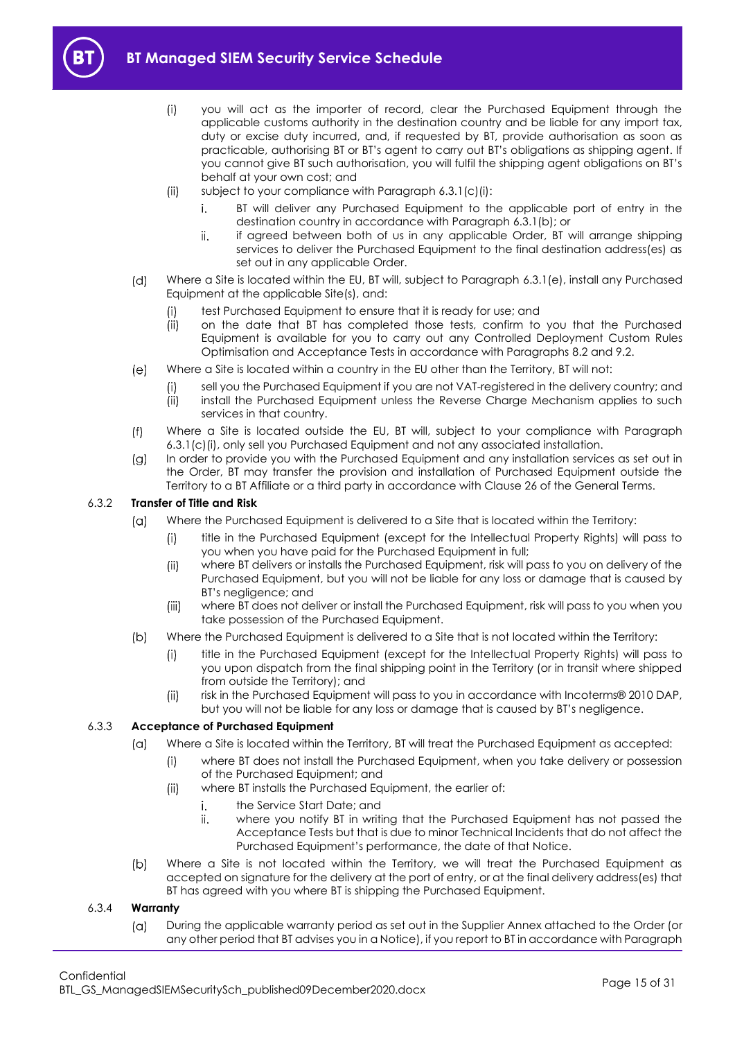- (i) you will act as the importer of record, clear the Purchased Equipment through the applicable customs authority in the destination country and be liable for any import tax, duty or excise duty incurred, and, if requested by BT, provide authorisation as soon as practicable, authorising BT or BT's agent to carry out BT's obligations as shipping agent. If you cannot give BT such authorisation, you will fulfil the shipping agent obligations on BT's behalf at your own cost; and
- (ii) subject to your compliance with Paragraph 6.3.1(c)(i):
  - i. BT will deliver any Purchased Equipment to the applicable port of entry in the destination country in accordance with Paragraph 6.3.1(b); or
  - ii. if agreed between both of us in any applicable Order, BT will arrange shipping services to deliver the Purchased Equipment to the final destination address(es) as set out in any applicable Order.

(d) Where a Site is located within the EU, BT will, subject to Paragraph 6.3.1(e), install any Purchased Equipment at the applicable Site(s), and:

- (i) test Purchased Equipment to ensure that it is ready for use; and
- (ii) on the date that BT has completed those tests, confirm to you that the Purchased Equipment is available for you to carry out any Controlled Deployment Custom Rules Optimisation and Acceptance Tests in accordance with Paragraphs 8.2 and 9.2.

(e) Where a Site is located within a country in the EU other than the Territory, BT will not:

- (i) sell you the Purchased Equipment if you are not VAT-registered in the delivery country; and
- (ii) install the Purchased Equipment unless the Reverse Charge Mechanism applies to such services in that country.

(f) Where a Site is located outside the EU, BT will, subject to your compliance with Paragraph 6.3.1(c)(i), only sell you Purchased Equipment and not any associated installation.

(g) In order to provide you with the Purchased Equipment and any installation services as set out in the Order, BT may transfer the provision and installation of Purchased Equipment outside the Territory to a BT Affiliate or a third party in accordance with Clause 26 of the General Terms.

**6.3.2 Transfer of Title and Risk**

(a) Where the Purchased Equipment is delivered to a Site that is located within the Territory:

- (i) title in the Purchased Equipment (except for the Intellectual Property Rights) will pass to you when you have paid for the Purchased Equipment in full;
- (ii) where BT delivers or installs the Purchased Equipment, risk will pass to you on delivery of the Purchased Equipment, but you will not be liable for any loss or damage that is caused by BT's negligence; and
- (iii) where BT does not deliver or install the Purchased Equipment, risk will pass to you when you take possession of the Purchased Equipment.

(b) Where the Purchased Equipment is delivered to a Site that is not located within the Territory:

- (i) title in the Purchased Equipment (except for the Intellectual Property Rights) will pass to you upon dispatch from the final shipping point in the Territory (or in transit where shipped from outside the Territory); and
- (ii) risk in the Purchased Equipment will pass to you in accordance with Incoterms® 2010 DAP, but you will not be liable for any loss or damage that is caused by BT's negligence.

**6.3.3 Acceptance of Purchased Equipment**

(a) Where a Site is located within the Territory, BT will treat the Purchased Equipment as accepted:

- (i) where BT does not install the Purchased Equipment, when you take delivery or possession of the Purchased Equipment; and
- (ii) where BT installs the Purchased Equipment, the earlier of:
  - i. the Service Start Date; and
  - ii. where you notify BT in writing that the Purchased Equipment has not passed the Acceptance Tests but that is due to minor Technical Incidents that do not affect the Purchased Equipment's performance, the date of that Notice.

(b) Where a Site is not located within the Territory, we will treat the Purchased Equipment as accepted on signature for the delivery at the port of entry, or at the final delivery address(es) that BT has agreed with you where BT is shipping the Purchased Equipment.

**6.3.4 Warranty**

(a) During the applicable warranty period as set out in the Supplier Annex attached to the Order (or any other period that BT advises you in a Notice), if you report to BT in accordance with Paragraph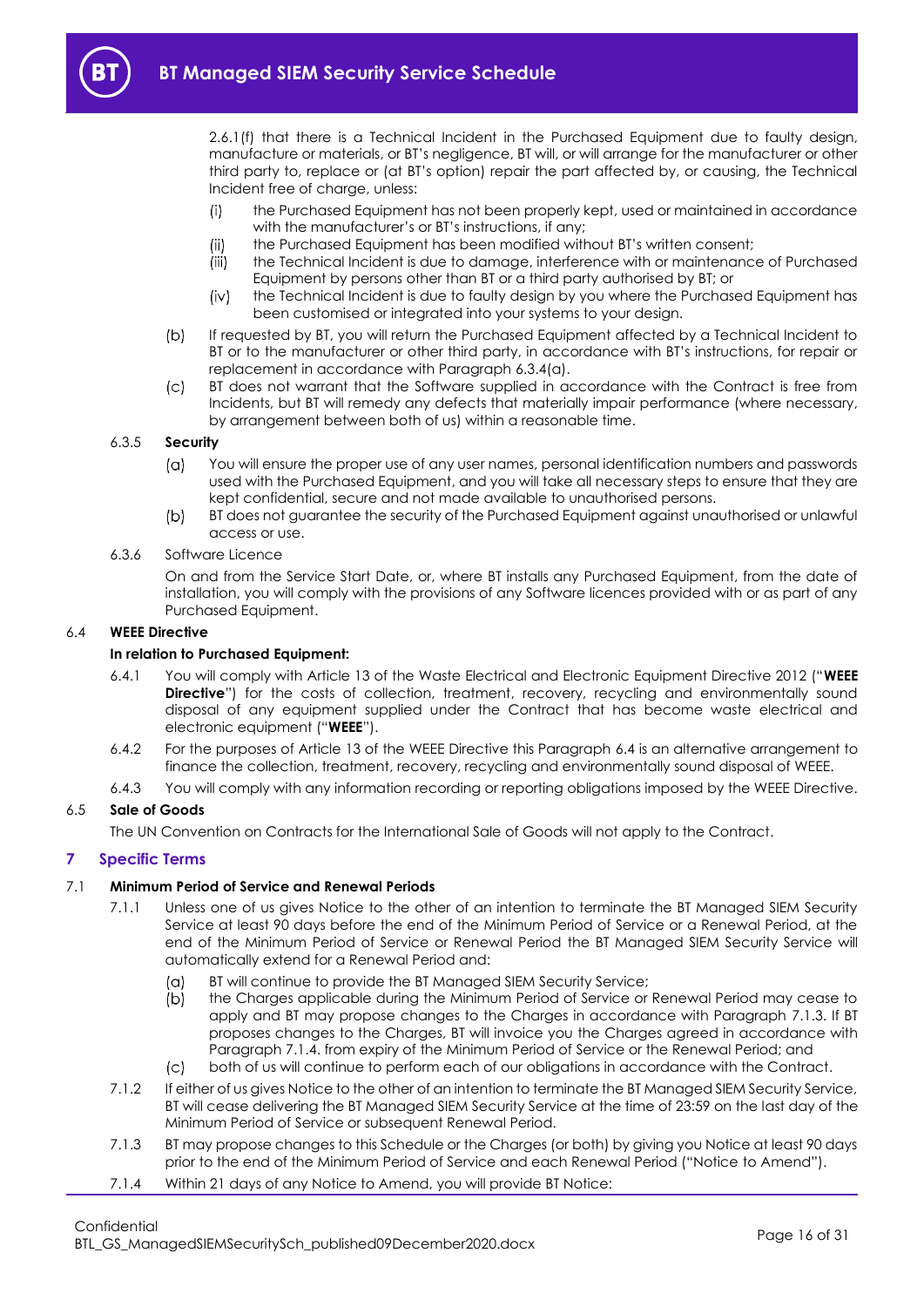2.6.1(f) that there is a Technical Incident in the Purchased Equipment due to faulty design, manufacture or materials, or BT's negligence, BT will, or will arrange for the manufacturer or other third party to, replace or (at BT's option) repair the part affected by, or causing, the Technical Incident free of charge, unless:

(i) the Purchased Equipment has not been properly kept, used or maintained in accordance with the manufacturer's or BT's instructions, if any;

(ii) the Purchased Equipment has been modified without BT's written consent;

(iii) the Technical Incident is due to damage, interference with or maintenance of Purchased Equipment by persons other than BT or a third party authorised by BT; or

(iv) the Technical Incident is due to faulty design by you where the Purchased Equipment has been customised or integrated into your systems to your design.

(b) If requested by BT, you will return the Purchased Equipment affected by a Technical Incident to BT or to the manufacturer or other third party, in accordance with BT's instructions, for repair or replacement in accordance with Paragraph 6.3.4(a).

(c) BT does not warrant that the Software supplied in accordance with the Contract is free from Incidents, but BT will remedy any defects that materially impair performance (where necessary, by arrangement between both of us) within a reasonable time.

6.3.5 **Security**

(a) You will ensure the proper use of any user names, personal identification numbers and passwords used with the Purchased Equipment, and you will take all necessary steps to ensure that they are kept confidential, secure and not made available to unauthorised persons.

(b) BT does not guarantee the security of the Purchased Equipment against unauthorised or unlawful access or use.

6.3.6 Software Licence

On and from the Service Start Date, or, where BT installs any Purchased Equipment, from the date of installation, you will comply with the provisions of any Software licences provided with or as part of any Purchased Equipment.

6.4 **WEEE Directive**

**In relation to Purchased Equipment:**

6.4.1 You will comply with Article 13 of the Waste Electrical and Electronic Equipment Directive 2012 ("**WEEE Directive**") for the costs of collection, treatment, recovery, recycling and environmentally sound disposal of any equipment supplied under the Contract that has become waste electrical and electronic equipment ("**WEEE**").

6.4.2 For the purposes of Article 13 of the WEEE Directive this Paragraph 6.4 is an alternative arrangement to finance the collection, treatment, recovery, recycling and environmentally sound disposal of WEEE.

6.4.3 You will comply with any information recording or reporting obligations imposed by the WEEE Directive.

6.5 **Sale of Goods**

The UN Convention on Contracts for the International Sale of Goods will not apply to the Contract.

## 7 Specific Terms

7.1 **Minimum Period of Service and Renewal Periods**

7.1.1 Unless one of us gives Notice to the other of an intention to terminate the BT Managed SIEM Security Service at least 90 days before the end of the Minimum Period of Service or a Renewal Period, at the end of the Minimum Period of Service or Renewal Period the BT Managed SIEM Security Service will automatically extend for a Renewal Period and:

(a) BT will continue to provide the BT Managed SIEM Security Service;

(b) the Charges applicable during the Minimum Period of Service or Renewal Period may cease to apply and BT may propose changes to the Charges in accordance with Paragraph 7.1.3. If BT proposes changes to the Charges, BT will invoice you the Charges agreed in accordance with Paragraph 7.1.4. from expiry of the Minimum Period of Service or the Renewal Period; and

(c) both of us will continue to perform each of our obligations in accordance with the Contract.

7.1.2 If either of us gives Notice to the other of an intention to terminate the BT Managed SIEM Security Service, BT will cease delivering the BT Managed SIEM Security Service at the time of 23:59 on the last day of the Minimum Period of Service or subsequent Renewal Period.

7.1.3 BT may propose changes to this Schedule or the Charges (or both) by giving you Notice at least 90 days prior to the end of the Minimum Period of Service and each Renewal Period ("Notice to Amend").

7.1.4 Within 21 days of any Notice to Amend, you will provide BT Notice: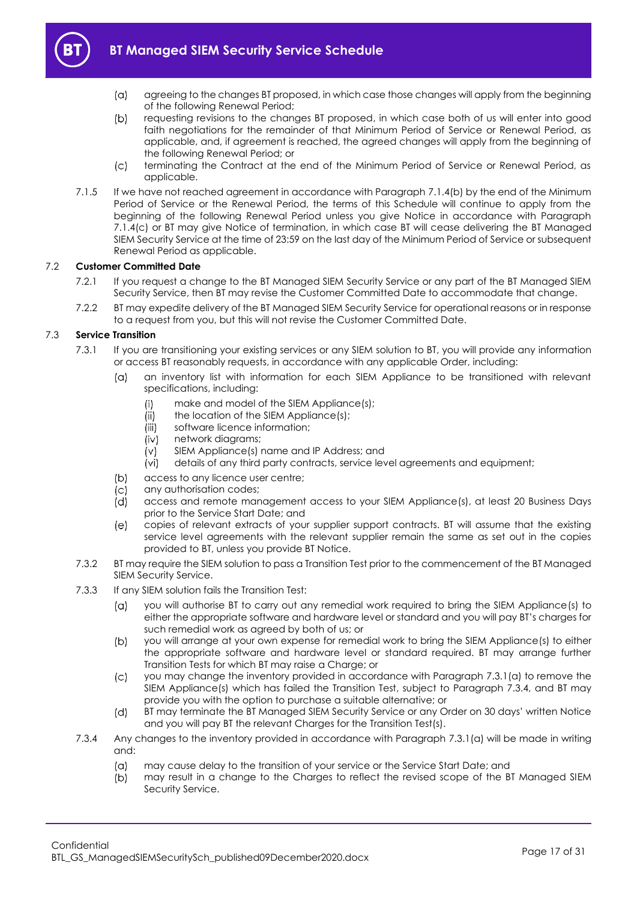(a) agreeing to the changes BT proposed, in which case those changes will apply from the beginning of the following Renewal Period;

(b) requesting revisions to the changes BT proposed, in which case both of us will enter into good faith negotiations for the remainder of that Minimum Period of Service or Renewal Period, as applicable, and, if agreement is reached, the agreed changes will apply from the beginning of the following Renewal Period; or

(c) terminating the Contract at the end of the Minimum Period of Service or Renewal Period, as applicable.

7.1.5 If we have not reached agreement in accordance with Paragraph 7.1.4(b) by the end of the Minimum Period of Service or the Renewal Period, the terms of this Schedule will continue to apply from the beginning of the following Renewal Period unless you give Notice in accordance with Paragraph 7.1.4(c) or BT may give Notice of termination, in which case BT will cease delivering the BT Managed SIEM Security Service at the time of 23:59 on the last day of the Minimum Period of Service or subsequent Renewal Period as applicable.

7.2 **Customer Committed Date**

7.2.1 If you request a change to the BT Managed SIEM Security Service or any part of the BT Managed SIEM Security Service, then BT may revise the Customer Committed Date to accommodate that change.

7.2.2 BT may expedite delivery of the BT Managed SIEM Security Service for operational reasons or in response to a request from you, but this will not revise the Customer Committed Date.

7.3 **Service Transition**

7.3.1 If you are transitioning your existing services or any SIEM solution to BT, you will provide any information or access BT reasonably requests, in accordance with any applicable Order, including:

(a) an inventory list with information for each SIEM Appliance to be transitioned with relevant specifications, including:

(i) make and model of the SIEM Appliance(s);
(ii) the location of the SIEM Appliance(s);
(iii) software licence information;
(iv) network diagrams;
(v) SIEM Appliance(s) name and IP Address; and
(vi) details of any third party contracts, service level agreements and equipment;

(b) access to any licence user centre;

(c) any authorisation codes;

(d) access and remote management access to your SIEM Appliance(s), at least 20 Business Days prior to the Service Start Date; and

(e) copies of relevant extracts of your supplier support contracts. BT will assume that the existing service level agreements with the relevant supplier remain the same as set out in the copies provided to BT, unless you provide BT Notice.

7.3.2 BT may require the SIEM solution to pass a Transition Test prior to the commencement of the BT Managed SIEM Security Service.

7.3.3 If any SIEM solution fails the Transition Test:

(a) you will authorise BT to carry out any remedial work required to bring the SIEM Appliance(s) to either the appropriate software and hardware level or standard and you will pay BT's charges for such remedial work as agreed by both of us; or

(b) you will arrange at your own expense for remedial work to bring the SIEM Appliance(s) to either the appropriate software and hardware level or standard required. BT may arrange further Transition Tests for which BT may raise a Charge; or

(c) you may change the inventory provided in accordance with Paragraph 7.3.1(a) to remove the SIEM Appliance(s) which has failed the Transition Test, subject to Paragraph 7.3.4, and BT may provide you with the option to purchase a suitable alternative; or

(d) BT may terminate the BT Managed SIEM Security Service or any Order on 30 days' written Notice and you will pay BT the relevant Charges for the Transition Test(s).

7.3.4 Any changes to the inventory provided in accordance with Paragraph 7.3.1(a) will be made in writing and:

(a) may cause delay to the transition of your service or the Service Start Date; and

(b) may result in a change to the Charges to reflect the revised scope of the BT Managed SIEM Security Service.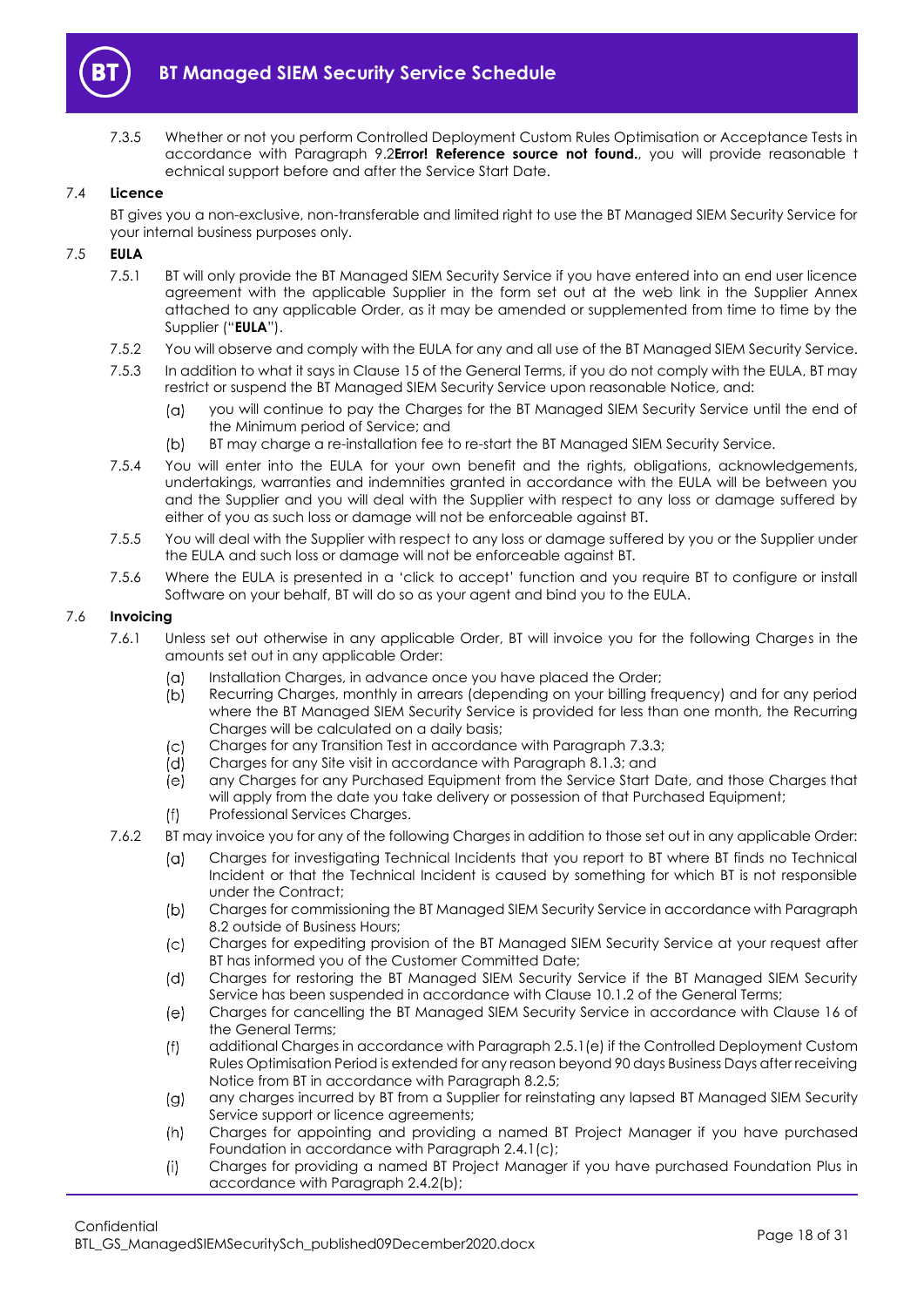7.3.5 Whether or not you perform Controlled Deployment Custom Rules Optimisation or Acceptance Tests in accordance with Paragraph 9.2**Error! Reference source not found.**, you will provide reasonable t echnical support before and after the Service Start Date.

### 7.4 Licence

BT gives you a non-exclusive, non-transferable and limited right to use the BT Managed SIEM Security Service for your internal business purposes only.

### 7.5 EULA

7.5.1 BT will only provide the BT Managed SIEM Security Service if you have entered into an end user licence agreement with the applicable Supplier in the form set out at the web link in the Supplier Annex attached to any applicable Order, as it may be amended or supplemented from time to time by the Supplier ("**EULA**").

7.5.2 You will observe and comply with the EULA for any and all use of the BT Managed SIEM Security Service.

7.5.3 In addition to what it says in Clause 15 of the General Terms, if you do not comply with the EULA, BT may restrict or suspend the BT Managed SIEM Security Service upon reasonable Notice, and:

(a) you will continue to pay the Charges for the BT Managed SIEM Security Service until the end of the Minimum period of Service; and

(b) BT may charge a re-installation fee to re-start the BT Managed SIEM Security Service.

7.5.4 You will enter into the EULA for your own benefit and the rights, obligations, acknowledgements, undertakings, warranties and indemnities granted in accordance with the EULA will be between you and the Supplier and you will deal with the Supplier with respect to any loss or damage suffered by either of you as such loss or damage will not be enforceable against BT.

7.5.5 You will deal with the Supplier with respect to any loss or damage suffered by you or the Supplier under the EULA and such loss or damage will not be enforceable against BT.

7.5.6 Where the EULA is presented in a 'click to accept' function and you require BT to configure or install Software on your behalf, BT will do so as your agent and bind you to the EULA.

### 7.6 Invoicing

7.6.1 Unless set out otherwise in any applicable Order, BT will invoice you for the following Charges in the amounts set out in any applicable Order:

(a) Installation Charges, in advance once you have placed the Order;

(b) Recurring Charges, monthly in arrears (depending on your billing frequency) and for any period where the BT Managed SIEM Security Service is provided for less than one month, the Recurring Charges will be calculated on a daily basis;

(c) Charges for any Transition Test in accordance with Paragraph 7.3.3;

(d) Charges for any Site visit in accordance with Paragraph 8.1.3; and

(e) any Charges for any Purchased Equipment from the Service Start Date, and those Charges that will apply from the date you take delivery or possession of that Purchased Equipment;

(f) Professional Services Charges.

7.6.2 BT may invoice you for any of the following Charges in addition to those set out in any applicable Order:

(a) Charges for investigating Technical Incidents that you report to BT where BT finds no Technical Incident or that the Technical Incident is caused by something for which BT is not responsible under the Contract;

(b) Charges for commissioning the BT Managed SIEM Security Service in accordance with Paragraph 8.2 outside of Business Hours;

(c) Charges for expediting provision of the BT Managed SIEM Security Service at your request after BT has informed you of the Customer Committed Date;

(d) Charges for restoring the BT Managed SIEM Security Service if the BT Managed SIEM Security Service has been suspended in accordance with Clause 10.1.2 of the General Terms;

(e) Charges for cancelling the BT Managed SIEM Security Service in accordance with Clause 16 of the General Terms;

(f) additional Charges in accordance with Paragraph 2.5.1(e) if the Controlled Deployment Custom Rules Optimisation Period is extended for any reason beyond 90 days Business Days after receiving Notice from BT in accordance with Paragraph 8.2.5;

(g) any charges incurred by BT from a Supplier for reinstating any lapsed BT Managed SIEM Security Service support or licence agreements;

(h) Charges for appointing and providing a named BT Project Manager if you have purchased Foundation in accordance with Paragraph 2.4.1(c);

(i) Charges for providing a named BT Project Manager if you have purchased Foundation Plus in accordance with Paragraph 2.4.2(b);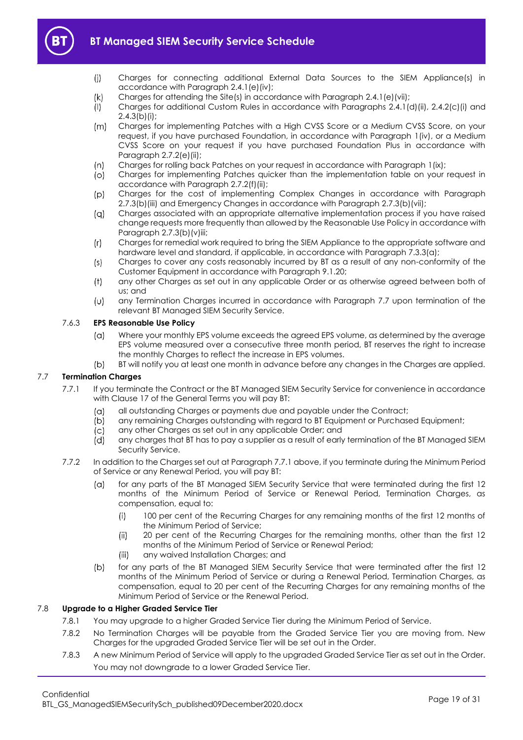- (j) Charges for connecting additional External Data Sources to the SIEM Appliance(s) in accordance with Paragraph 2.4.1(e)(iv);
- (k) Charges for attending the Site(s) in accordance with Paragraph 2.4.1(e)(vii);
- (l) Charges for additional Custom Rules in accordance with Paragraphs 2.4.1(d)(ii), 2.4.2(c)(i) and 2.4.3(b)(i);
- (m) Charges for implementing Patches with a High CVSS Score or a Medium CVSS Score, on your request, if you have purchased Foundation, in accordance with Paragraph 1(iv), or a Medium CVSS Score on your request if you have purchased Foundation Plus in accordance with Paragraph 2.7.2(e)(ii);
- (n) Charges for rolling back Patches on your request in accordance with Paragraph 1(ix);
- (o) Charges for implementing Patches quicker than the implementation table on your request in accordance with Paragraph 2.7.2(f)(ii);
- (p) Charges for the cost of implementing Complex Changes in accordance with Paragraph 2.7.3(b)(iii) and Emergency Changes in accordance with Paragraph 2.7.3(b)(vii);
- (q) Charges associated with an appropriate alternative implementation process if you have raised change requests more frequently than allowed by the Reasonable Use Policy in accordance with Paragraph 2.7.3(b)(v)iii;
- (r) Charges for remedial work required to bring the SIEM Appliance to the appropriate software and hardware level and standard, if applicable, in accordance with Paragraph 7.3.3(a);
- (s) Charges to cover any costs reasonably incurred by BT as a result of any non-conformity of the Customer Equipment in accordance with Paragraph 9.1.20;
- (t) any other Charges as set out in any applicable Order or as otherwise agreed between both of us; and
- (u) any Termination Charges incurred in accordance with Paragraph 7.7 upon termination of the relevant BT Managed SIEM Security Service.

#### 7.6.3 EPS Reasonable Use Policy

- (a) Where your monthly EPS volume exceeds the agreed EPS volume, as determined by the average EPS volume measured over a consecutive three month period, BT reserves the right to increase the monthly Charges to reflect the increase in EPS volumes.
- (b) BT will notify you at least one month in advance before any changes in the Charges are applied.

### 7.7 Termination Charges

7.7.1 If you terminate the Contract or the BT Managed SIEM Security Service for convenience in accordance with Clause 17 of the General Terms you will pay BT:

- (a) all outstanding Charges or payments due and payable under the Contract;
- (b) any remaining Charges outstanding with regard to BT Equipment or Purchased Equipment;
- (c) any other Charges as set out in any applicable Order; and
- (d) any charges that BT has to pay a supplier as a result of early termination of the BT Managed SIEM Security Service.

7.7.2 In addition to the Charges set out at Paragraph 7.7.1 above, if you terminate during the Minimum Period of Service or any Renewal Period, you will pay BT:

- (a) for any parts of the BT Managed SIEM Security Service that were terminated during the first 12 months of the Minimum Period of Service or Renewal Period, Termination Charges, as compensation, equal to:
  - (i) 100 per cent of the Recurring Charges for any remaining months of the first 12 months of the Minimum Period of Service;
  - (ii) 20 per cent of the Recurring Charges for the remaining months, other than the first 12 months of the Minimum Period of Service or Renewal Period;
  - (iii) any waived Installation Charges; and
- (b) for any parts of the BT Managed SIEM Security Service that were terminated after the first 12 months of the Minimum Period of Service or during a Renewal Period, Termination Charges, as compensation, equal to 20 per cent of the Recurring Charges for any remaining months of the Minimum Period of Service or the Renewal Period.

### 7.8 Upgrade to a Higher Graded Service Tier

7.8.1 You may upgrade to a higher Graded Service Tier during the Minimum Period of Service.

7.8.2 No Termination Charges will be payable from the Graded Service Tier you are moving from. New Charges for the upgraded Graded Service Tier will be set out in the Order.

7.8.3 A new Minimum Period of Service will apply to the upgraded Graded Service Tier as set out in the Order. You may not downgrade to a lower Graded Service Tier.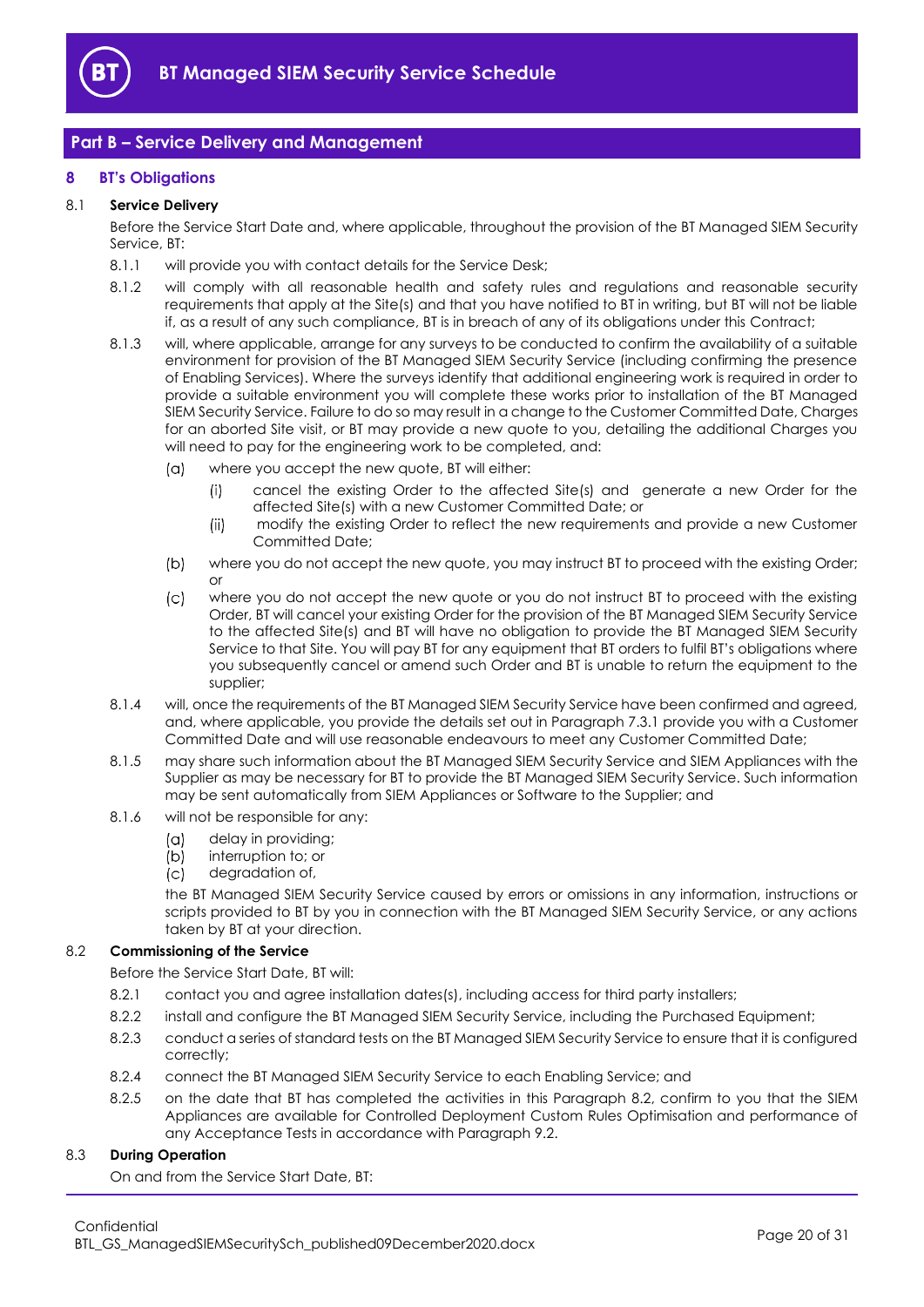## Part B – Service Delivery and Management

### 8 BT's Obligations

8.1 **Service Delivery**

Before the Service Start Date and, where applicable, throughout the provision of the BT Managed SIEM Security Service, BT:

8.1.1 will provide you with contact details for the Service Desk;

8.1.2 will comply with all reasonable health and safety rules and regulations and reasonable security requirements that apply at the Site(s) and that you have notified to BT in writing, but BT will not be liable if, as a result of any such compliance, BT is in breach of any of its obligations under this Contract;

8.1.3 will, where applicable, arrange for any surveys to be conducted to confirm the availability of a suitable environment for provision of the BT Managed SIEM Security Service (including confirming the presence of Enabling Services). Where the surveys identify that additional engineering work is required in order to provide a suitable environment you will complete these works prior to installation of the BT Managed SIEM Security Service. Failure to do so may result in a change to the Customer Committed Date, Charges for an aborted Site visit, or BT may provide a new quote to you, detailing the additional Charges you will need to pay for the engineering work to be completed, and:

(a) where you accept the new quote, BT will either:

(i) cancel the existing Order to the affected Site(s) and generate a new Order for the affected Site(s) with a new Customer Committed Date; or

(ii) modify the existing Order to reflect the new requirements and provide a new Customer Committed Date;

(b) where you do not accept the new quote, you may instruct BT to proceed with the existing Order; or

(c) where you do not accept the new quote or you do not instruct BT to proceed with the existing Order, BT will cancel your existing Order for the provision of the BT Managed SIEM Security Service to the affected Site(s) and BT will have no obligation to provide the BT Managed SIEM Security Service to that Site. You will pay BT for any equipment that BT orders to fulfil BT's obligations where you subsequently cancel or amend such Order and BT is unable to return the equipment to the supplier;

8.1.4 will, once the requirements of the BT Managed SIEM Security Service have been confirmed and agreed, and, where applicable, you provide the details set out in Paragraph 7.3.1 provide you with a Customer Committed Date and will use reasonable endeavours to meet any Customer Committed Date;

8.1.5 may share such information about the BT Managed SIEM Security Service and SIEM Appliances with the Supplier as may be necessary for BT to provide the BT Managed SIEM Security Service. Such information may be sent automatically from SIEM Appliances or Software to the Supplier; and

8.1.6 will not be responsible for any:

(a) delay in providing;

(b) interruption to; or

(c) degradation of,

the BT Managed SIEM Security Service caused by errors or omissions in any information, instructions or scripts provided to BT by you in connection with the BT Managed SIEM Security Service, or any actions taken by BT at your direction.

8.2 **Commissioning of the Service**

Before the Service Start Date, BT will:

8.2.1 contact you and agree installation dates(s), including access for third party installers;

8.2.2 install and configure the BT Managed SIEM Security Service, including the Purchased Equipment;

8.2.3 conduct a series of standard tests on the BT Managed SIEM Security Service to ensure that it is configured correctly;

8.2.4 connect the BT Managed SIEM Security Service to each Enabling Service; and

8.2.5 on the date that BT has completed the activities in this Paragraph 8.2, confirm to you that the SIEM Appliances are available for Controlled Deployment Custom Rules Optimisation and performance of any Acceptance Tests in accordance with Paragraph 9.2.

8.3 **During Operation**

On and from the Service Start Date, BT: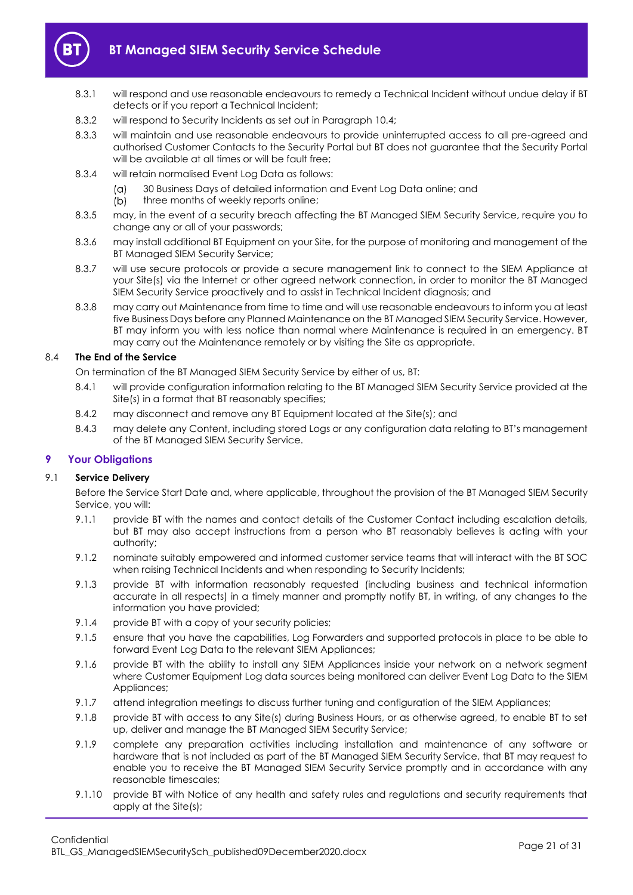8.3.1 will respond and use reasonable endeavours to remedy a Technical Incident without undue delay if BT detects or if you report a Technical Incident;

8.3.2 will respond to Security Incidents as set out in Paragraph 10.4;

8.3.3 will maintain and use reasonable endeavours to provide uninterrupted access to all pre-agreed and authorised Customer Contacts to the Security Portal but BT does not guarantee that the Security Portal will be available at all times or will be fault free;

8.3.4 will retain normalised Event Log Data as follows:

(a) 30 Business Days of detailed information and Event Log Data online; and

(b) three months of weekly reports online;

8.3.5 may, in the event of a security breach affecting the BT Managed SIEM Security Service, require you to change any or all of your passwords;

8.3.6 may install additional BT Equipment on your Site, for the purpose of monitoring and management of the BT Managed SIEM Security Service;

8.3.7 will use secure protocols or provide a secure management link to connect to the SIEM Appliance at your Site(s) via the Internet or other agreed network connection, in order to monitor the BT Managed SIEM Security Service proactively and to assist in Technical Incident diagnosis; and

8.3.8 may carry out Maintenance from time to time and will use reasonable endeavours to inform you at least five Business Days before any Planned Maintenance on the BT Managed SIEM Security Service. However, BT may inform you with less notice than normal where Maintenance is required in an emergency. BT may carry out the Maintenance remotely or by visiting the Site as appropriate.

8.4 **The End of the Service**

On termination of the BT Managed SIEM Security Service by either of us, BT:

8.4.1 will provide configuration information relating to the BT Managed SIEM Security Service provided at the Site(s) in a format that BT reasonably specifies;

8.4.2 may disconnect and remove any BT Equipment located at the Site(s); and

8.4.3 may delete any Content, including stored Logs or any configuration data relating to BT's management of the BT Managed SIEM Security Service.

## 9 Your Obligations

9.1 **Service Delivery**

Before the Service Start Date and, where applicable, throughout the provision of the BT Managed SIEM Security Service, you will:

9.1.1 provide BT with the names and contact details of the Customer Contact including escalation details, but BT may also accept instructions from a person who BT reasonably believes is acting with your authority;

9.1.2 nominate suitably empowered and informed customer service teams that will interact with the BT SOC when raising Technical Incidents and when responding to Security Incidents;

9.1.3 provide BT with information reasonably requested (including business and technical information accurate in all respects) in a timely manner and promptly notify BT, in writing, of any changes to the information you have provided;

9.1.4 provide BT with a copy of your security policies;

9.1.5 ensure that you have the capabilities, Log Forwarders and supported protocols in place to be able to forward Event Log Data to the relevant SIEM Appliances;

9.1.6 provide BT with the ability to install any SIEM Appliances inside your network on a network segment where Customer Equipment Log data sources being monitored can deliver Event Log Data to the SIEM Appliances;

9.1.7 attend integration meetings to discuss further tuning and configuration of the SIEM Appliances;

9.1.8 provide BT with access to any Site(s) during Business Hours, or as otherwise agreed, to enable BT to set up, deliver and manage the BT Managed SIEM Security Service;

9.1.9 complete any preparation activities including installation and maintenance of any software or hardware that is not included as part of the BT Managed SIEM Security Service, that BT may request to enable you to receive the BT Managed SIEM Security Service promptly and in accordance with any reasonable timescales;

9.1.10 provide BT with Notice of any health and safety rules and regulations and security requirements that apply at the Site(s);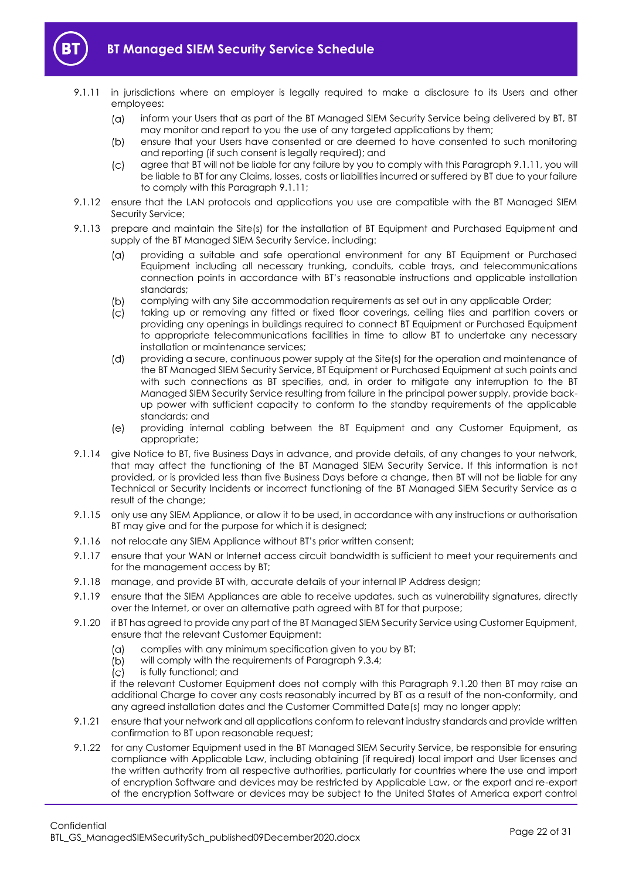9.1.11 in jurisdictions where an employer is legally required to make a disclosure to its Users and other employees:

(a) inform your Users that as part of the BT Managed SIEM Security Service being delivered by BT, BT may monitor and report to you the use of any targeted applications by them;

(b) ensure that your Users have consented or are deemed to have consented to such monitoring and reporting (if such consent is legally required); and

(c) agree that BT will not be liable for any failure by you to comply with this Paragraph 9.1.11, you will be liable to BT for any Claims, losses, costs or liabilities incurred or suffered by BT due to your failure to comply with this Paragraph 9.1.11;

9.1.12 ensure that the LAN protocols and applications you use are compatible with the BT Managed SIEM Security Service;

9.1.13 prepare and maintain the Site(s) for the installation of BT Equipment and Purchased Equipment and supply of the BT Managed SIEM Security Service, including:

(a) providing a suitable and safe operational environment for any BT Equipment or Purchased Equipment including all necessary trunking, conduits, cable trays, and telecommunications connection points in accordance with BT's reasonable instructions and applicable installation standards;

(b) complying with any Site accommodation requirements as set out in any applicable Order;

(c) taking up or removing any fitted or fixed floor coverings, ceiling tiles and partition covers or providing any openings in buildings required to connect BT Equipment or Purchased Equipment to appropriate telecommunications facilities in time to allow BT to undertake any necessary installation or maintenance services;

(d) providing a secure, continuous power supply at the Site(s) for the operation and maintenance of the BT Managed SIEM Security Service, BT Equipment or Purchased Equipment at such points and with such connections as BT specifies, and, in order to mitigate any interruption to the BT Managed SIEM Security Service resulting from failure in the principal power supply, provide back-up power with sufficient capacity to conform to the standby requirements of the applicable standards; and

(e) providing internal cabling between the BT Equipment and any Customer Equipment, as appropriate;

9.1.14 give Notice to BT, five Business Days in advance, and provide details, of any changes to your network, that may affect the functioning of the BT Managed SIEM Security Service. If this information is not provided, or is provided less than five Business Days before a change, then BT will not be liable for any Technical or Security Incidents or incorrect functioning of the BT Managed SIEM Security Service as a result of the change;

9.1.15 only use any SIEM Appliance, or allow it to be used, in accordance with any instructions or authorisation BT may give and for the purpose for which it is designed;

9.1.16 not relocate any SIEM Appliance without BT's prior written consent;

9.1.17 ensure that your WAN or Internet access circuit bandwidth is sufficient to meet your requirements and for the management access by BT;

9.1.18 manage, and provide BT with, accurate details of your internal IP Address design;

9.1.19 ensure that the SIEM Appliances are able to receive updates, such as vulnerability signatures, directly over the Internet, or over an alternative path agreed with BT for that purpose;

9.1.20 if BT has agreed to provide any part of the BT Managed SIEM Security Service using Customer Equipment, ensure that the relevant Customer Equipment:

(a) complies with any minimum specification given to you by BT;

(b) will comply with the requirements of Paragraph 9.3.4;

(c) is fully functional; and

if the relevant Customer Equipment does not comply with this Paragraph 9.1.20 then BT may raise an additional Charge to cover any costs reasonably incurred by BT as a result of the non-conformity, and any agreed installation dates and the Customer Committed Date(s) may no longer apply;

9.1.21 ensure that your network and all applications conform to relevant industry standards and provide written confirmation to BT upon reasonable request;

9.1.22 for any Customer Equipment used in the BT Managed SIEM Security Service, be responsible for ensuring compliance with Applicable Law, including obtaining (if required) local import and User licenses and the written authority from all respective authorities, particularly for countries where the use and import of encryption Software and devices may be restricted by Applicable Law, or the export and re-export of the encryption Software or devices may be subject to the United States of America export control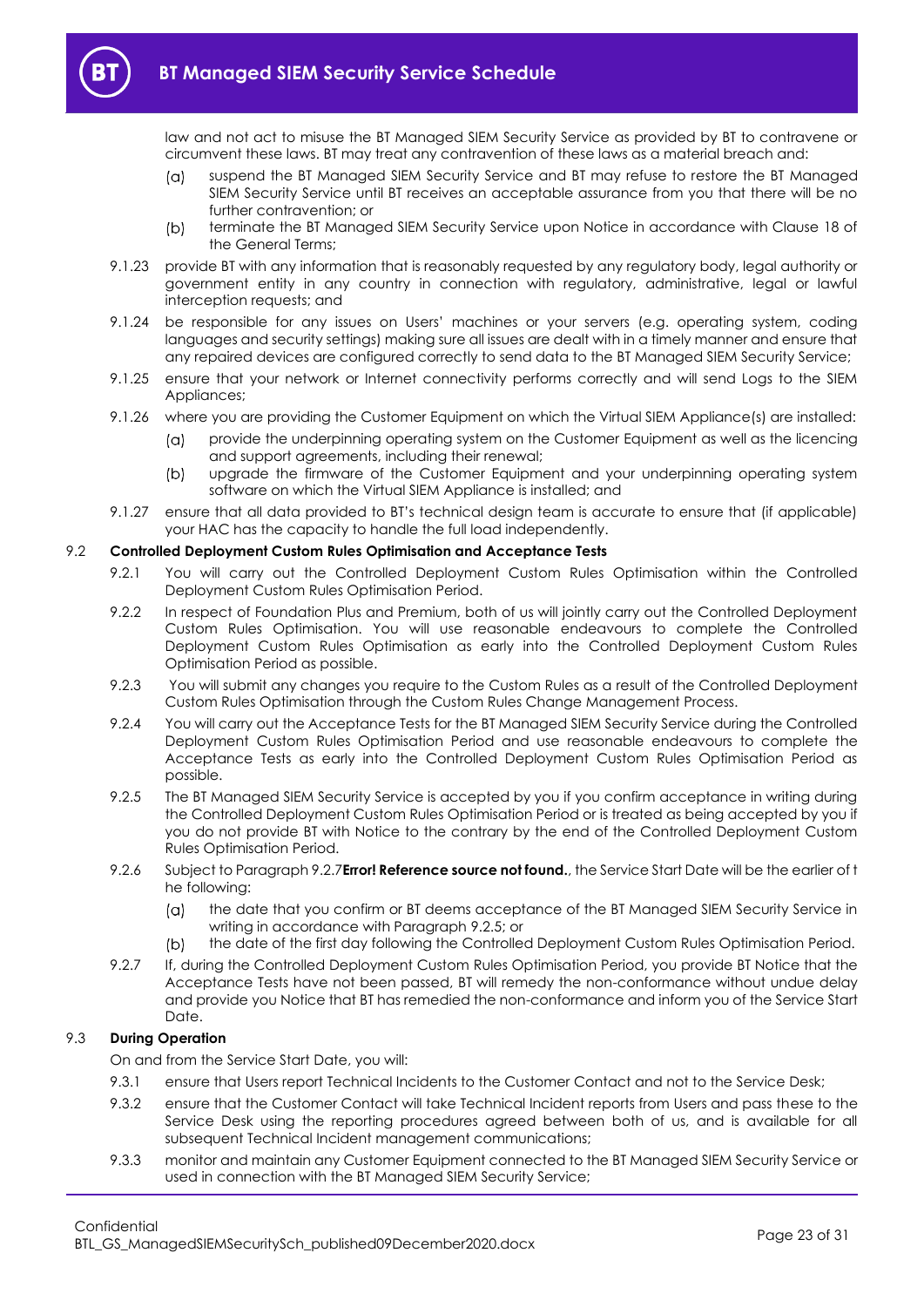law and not act to misuse the BT Managed SIEM Security Service as provided by BT to contravene or circumvent these laws. BT may treat any contravention of these laws as a material breach and:

(a) suspend the BT Managed SIEM Security Service and BT may refuse to restore the BT Managed SIEM Security Service until BT receives an acceptable assurance from you that there will be no further contravention; or

(b) terminate the BT Managed SIEM Security Service upon Notice in accordance with Clause 18 of the General Terms;

9.1.23 provide BT with any information that is reasonably requested by any regulatory body, legal authority or government entity in any country in connection with regulatory, administrative, legal or lawful interception requests; and

9.1.24 be responsible for any issues on Users' machines or your servers (e.g. operating system, coding languages and security settings) making sure all issues are dealt with in a timely manner and ensure that any repaired devices are configured correctly to send data to the BT Managed SIEM Security Service;

9.1.25 ensure that your network or Internet connectivity performs correctly and will send Logs to the SIEM Appliances;

9.1.26 where you are providing the Customer Equipment on which the Virtual SIEM Appliance(s) are installed:

(a) provide the underpinning operating system on the Customer Equipment as well as the licencing and support agreements, including their renewal;

(b) upgrade the firmware of the Customer Equipment and your underpinning operating system software on which the Virtual SIEM Appliance is installed; and

9.1.27 ensure that all data provided to BT's technical design team is accurate to ensure that (if applicable) your HAC has the capacity to handle the full load independently.

## 9.2 Controlled Deployment Custom Rules Optimisation and Acceptance Tests

9.2.1 You will carry out the Controlled Deployment Custom Rules Optimisation within the Controlled Deployment Custom Rules Optimisation Period.

9.2.2 In respect of Foundation Plus and Premium, both of us will jointly carry out the Controlled Deployment Custom Rules Optimisation. You will use reasonable endeavours to complete the Controlled Deployment Custom Rules Optimisation as early into the Controlled Deployment Custom Rules Optimisation Period as possible.

9.2.3 You will submit any changes you require to the Custom Rules as a result of the Controlled Deployment Custom Rules Optimisation through the Custom Rules Change Management Process.

9.2.4 You will carry out the Acceptance Tests for the BT Managed SIEM Security Service during the Controlled Deployment Custom Rules Optimisation Period and use reasonable endeavours to complete the Acceptance Tests as early into the Controlled Deployment Custom Rules Optimisation Period as possible.

9.2.5 The BT Managed SIEM Security Service is accepted by you if you confirm acceptance in writing during the Controlled Deployment Custom Rules Optimisation Period or is treated as being accepted by you if you do not provide BT with Notice to the contrary by the end of the Controlled Deployment Custom Rules Optimisation Period.

9.2.6 Subject to Paragraph 9.2.7**Error! Reference source not found.**, the Service Start Date will be the earlier of the following:

(a) the date that you confirm or BT deems acceptance of the BT Managed SIEM Security Service in writing in accordance with Paragraph 9.2.5; or

(b) the date of the first day following the Controlled Deployment Custom Rules Optimisation Period.

9.2.7 If, during the Controlled Deployment Custom Rules Optimisation Period, you provide BT Notice that the Acceptance Tests have not been passed, BT will remedy the non-conformance without undue delay and provide you Notice that BT has remedied the non-conformance and inform you of the Service Start Date.

## 9.3 During Operation

On and from the Service Start Date, you will:

9.3.1 ensure that Users report Technical Incidents to the Customer Contact and not to the Service Desk;

9.3.2 ensure that the Customer Contact will take Technical Incident reports from Users and pass these to the Service Desk using the reporting procedures agreed between both of us, and is available for all subsequent Technical Incident management communications;

9.3.3 monitor and maintain any Customer Equipment connected to the BT Managed SIEM Security Service or used in connection with the BT Managed SIEM Security Service;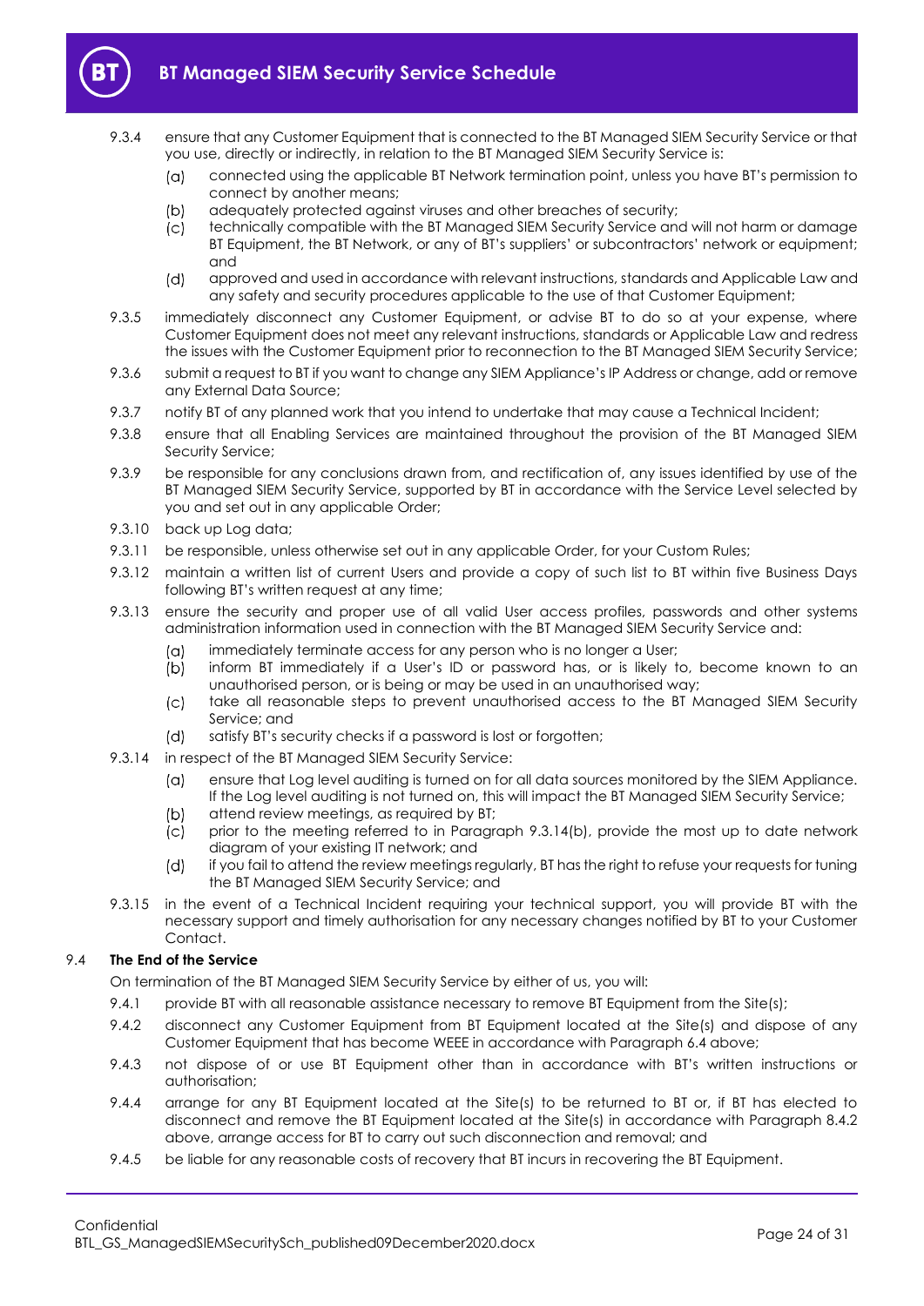9.3.4 ensure that any Customer Equipment that is connected to the BT Managed SIEM Security Service or that you use, directly or indirectly, in relation to the BT Managed SIEM Security Service is:

(a) connected using the applicable BT Network termination point, unless you have BT's permission to connect by another means;

(b) adequately protected against viruses and other breaches of security;

(c) technically compatible with the BT Managed SIEM Security Service and will not harm or damage BT Equipment, the BT Network, or any of BT's suppliers' or subcontractors' network or equipment; and

(d) approved and used in accordance with relevant instructions, standards and Applicable Law and any safety and security procedures applicable to the use of that Customer Equipment;

9.3.5 immediately disconnect any Customer Equipment, or advise BT to do so at your expense, where Customer Equipment does not meet any relevant instructions, standards or Applicable Law and redress the issues with the Customer Equipment prior to reconnection to the BT Managed SIEM Security Service;

9.3.6 submit a request to BT if you want to change any SIEM Appliance's IP Address or change, add or remove any External Data Source;

9.3.7 notify BT of any planned work that you intend to undertake that may cause a Technical Incident;

9.3.8 ensure that all Enabling Services are maintained throughout the provision of the BT Managed SIEM Security Service;

9.3.9 be responsible for any conclusions drawn from, and rectification of, any issues identified by use of the BT Managed SIEM Security Service, supported by BT in accordance with the Service Level selected by you and set out in any applicable Order;

9.3.10 back up Log data;

9.3.11 be responsible, unless otherwise set out in any applicable Order, for your Custom Rules;

9.3.12 maintain a written list of current Users and provide a copy of such list to BT within five Business Days following BT's written request at any time;

9.3.13 ensure the security and proper use of all valid User access profiles, passwords and other systems administration information used in connection with the BT Managed SIEM Security Service and:

(a) immediately terminate access for any person who is no longer a User;

(b) inform BT immediately if a User's ID or password has, or is likely to, become known to an unauthorised person, or is being or may be used in an unauthorised way;

(c) take all reasonable steps to prevent unauthorised access to the BT Managed SIEM Security Service; and

(d) satisfy BT's security checks if a password is lost or forgotten;

9.3.14 in respect of the BT Managed SIEM Security Service:

(a) ensure that Log level auditing is turned on for all data sources monitored by the SIEM Appliance. If the Log level auditing is not turned on, this will impact the BT Managed SIEM Security Service;

(b) attend review meetings, as required by BT;

(c) prior to the meeting referred to in Paragraph 9.3.14(b), provide the most up to date network diagram of your existing IT network; and

(d) if you fail to attend the review meetings regularly, BT has the right to refuse your requests for tuning the BT Managed SIEM Security Service; and

9.3.15 in the event of a Technical Incident requiring your technical support, you will provide BT with the necessary support and timely authorisation for any necessary changes notified by BT to your Customer Contact.

## 9.4 The End of the Service

On termination of the BT Managed SIEM Security Service by either of us, you will:

9.4.1 provide BT with all reasonable assistance necessary to remove BT Equipment from the Site(s);

9.4.2 disconnect any Customer Equipment from BT Equipment located at the Site(s) and dispose of any Customer Equipment that has become WEEE in accordance with Paragraph 6.4 above;

9.4.3 not dispose of or use BT Equipment other than in accordance with BT's written instructions or authorisation;

9.4.4 arrange for any BT Equipment located at the Site(s) to be returned to BT or, if BT has elected to disconnect and remove the BT Equipment located at the Site(s) in accordance with Paragraph 8.4.2 above, arrange access for BT to carry out such disconnection and removal; and

9.4.5 be liable for any reasonable costs of recovery that BT incurs in recovering the BT Equipment.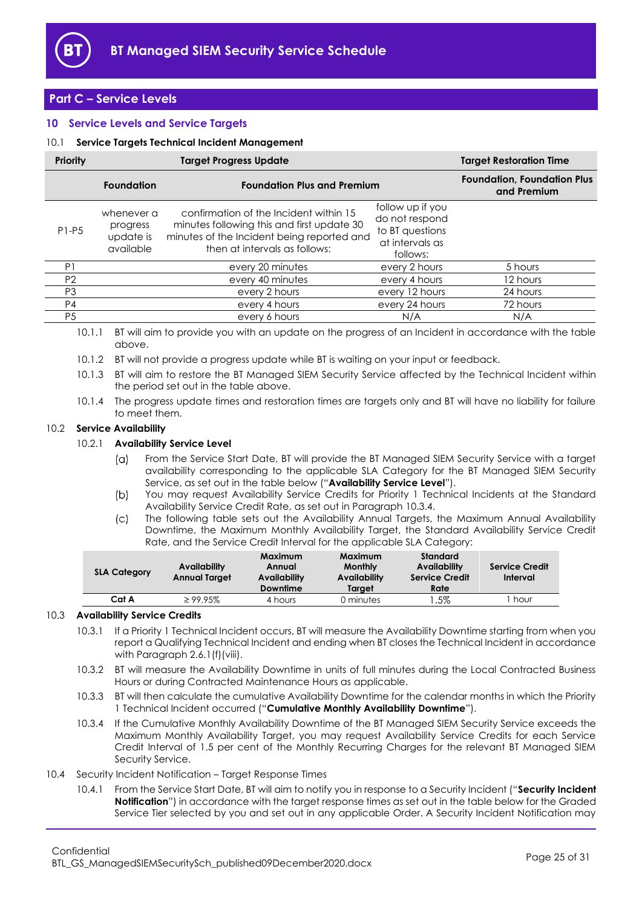## Part C – Service Levels

### 10 Service Levels and Service Targets

#### 10.1 Service Targets Technical Incident Management

| Priority | Target Progress Update | | | Target Restoration Time |
|---|---|---|---|---|
| | Foundation | Foundation Plus and Premium | | Foundation, Foundation Plus and Premium |
| P1-P5 | whenever a progress update is available | confirmation of the Incident within 15 minutes following this and first update 30 minutes of the Incident being reported and then at intervals as follows: | follow up if you do not respond to BT questions at intervals as follows: | |
| P1 | | every 20 minutes | every 2 hours | 5 hours |
| P2 | | every 40 minutes | every 4 hours | 12 hours |
| P3 | | every 2 hours | every 12 hours | 24 hours |
| P4 | | every 4 hours | every 24 hours | 72 hours |
| P5 | | every 6 hours | N/A | N/A |

10.1.1 BT will aim to provide you with an update on the progress of an Incident in accordance with the table above.

10.1.2 BT will not provide a progress update while BT is waiting on your input or feedback.

10.1.3 BT will aim to restore the BT Managed SIEM Security Service affected by the Technical Incident within the period set out in the table above.

10.1.4 The progress update times and restoration times are targets only and BT will have no liability for failure to meet them.

#### 10.2 Service Availability

##### 10.2.1 Availability Service Level

(a) From the Service Start Date, BT will provide the BT Managed SIEM Security Service with a target availability corresponding to the applicable SLA Category for the BT Managed SIEM Security Service, as set out in the table below ("**Availability Service Level**").

(b) You may request Availability Service Credits for Priority 1 Technical Incidents at the Standard Availability Service Credit Rate, as set out in Paragraph 10.3.4.

(c) The following table sets out the Availability Annual Targets, the Maximum Annual Availability Downtime, the Maximum Monthly Availability Target, the Standard Availability Service Credit Rate, and the Service Credit Interval for the applicable SLA Category:

| SLA Category | Availability Annual Target | Maximum Annual Availability Downtime | Maximum Monthly Availability Target | Standard Availability Service Credit Rate | Service Credit Interval |
|---|---|---|---|---|---|
| Cat A | ≥ 99.95% | 4 hours | 0 minutes | 1.5% | 1 hour |

#### 10.3 Availability Service Credits

10.3.1 If a Priority 1 Technical Incident occurs, BT will measure the Availability Downtime starting from when you report a Qualifying Technical Incident and ending when BT closes the Technical Incident in accordance with Paragraph 2.6.1(f)(viii).

10.3.2 BT will measure the Availability Downtime in units of full minutes during the Local Contracted Business Hours or during Contracted Maintenance Hours as applicable.

10.3.3 BT will then calculate the cumulative Availability Downtime for the calendar months in which the Priority 1 Technical Incident occurred ("**Cumulative Monthly Availability Downtime**").

10.3.4 If the Cumulative Monthly Availability Downtime of the BT Managed SIEM Security Service exceeds the Maximum Monthly Availability Target, you may request Availability Service Credits for each Service Credit Interval of 1.5 per cent of the Monthly Recurring Charges for the relevant BT Managed SIEM Security Service.

10.4 Security Incident Notification – Target Response Times

10.4.1 From the Service Start Date, BT will aim to notify you in response to a Security Incident ("**Security Incident Notification**") in accordance with the target response times as set out in the table below for the Graded Service Tier selected by you and set out in any applicable Order. A Security Incident Notification may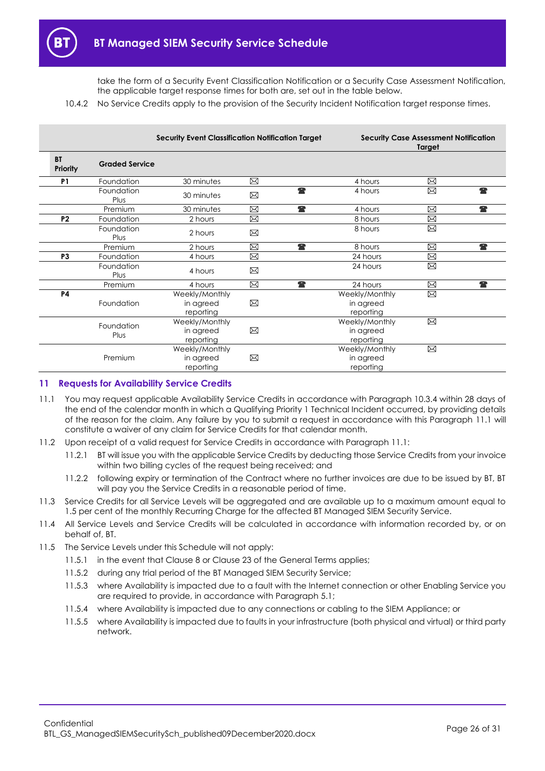take the form of a Security Event Classification Notification or a Security Case Assessment Notification, the applicable target response times for both are, set out in the table below.

10.4.2 No Service Credits apply to the provision of the Security Incident Notification target response times.

| | | Security Event Classification Notification Target | | | Security Case Assessment Notification Target | | |
|---|---|---|---|---|---|---|---|
| **BT Priority** | **Graded Service** | | | | | | |
| **P1** | Foundation | 30 minutes | ⌧ | | 4 hours | ⌧ | |
| | Foundation Plus | 30 minutes | ⌧ | ☎ | 4 hours | ⌧ | ☎ |
| | Premium | 30 minutes | ⌧ | ☎ | 4 hours | ⌧ | ☎ |
| **P2** | Foundation | 2 hours | ⌧ | | 8 hours | ⌧ | |
| | Foundation Plus | 2 hours | ⌧ | | 8 hours | ⌧ | |
| | Premium | 2 hours | ⌧ | ☎ | 8 hours | ⌧ | ☎ |
| **P3** | Foundation | 4 hours | ⌧ | | 24 hours | ⌧ | |
| | Foundation Plus | 4 hours | ⌧ | | 24 hours | ⌧ | |
| | Premium | 4 hours | ⌧ | ☎ | 24 hours | ⌧ | ☎ |
| **P4** | Foundation | Weekly/Monthly in agreed reporting | ⌧ | | Weekly/Monthly in agreed reporting | ⌧ | |
| | Foundation Plus | Weekly/Monthly in agreed reporting | ⌧ | | Weekly/Monthly in agreed reporting | ⌧ | |
| | Premium | Weekly/Monthly in agreed reporting | ⌧ | | Weekly/Monthly in agreed reporting | ⌧ | |

## 11 Requests for Availability Service Credits

11.1 You may request applicable Availability Service Credits in accordance with Paragraph 10.3.4 within 28 days of the end of the calendar month in which a Qualifying Priority 1 Technical Incident occurred, by providing details of the reason for the claim. Any failure by you to submit a request in accordance with this Paragraph 11.1 will constitute a waiver of any claim for Service Credits for that calendar month.

11.2 Upon receipt of a valid request for Service Credits in accordance with Paragraph 11.1:

11.2.1 BT will issue you with the applicable Service Credits by deducting those Service Credits from your invoice within two billing cycles of the request being received; and

11.2.2 following expiry or termination of the Contract where no further invoices are due to be issued by BT, BT will pay you the Service Credits in a reasonable period of time.

11.3 Service Credits for all Service Levels will be aggregated and are available up to a maximum amount equal to 1.5 per cent of the monthly Recurring Charge for the affected BT Managed SIEM Security Service.

11.4 All Service Levels and Service Credits will be calculated in accordance with information recorded by, or on behalf of, BT.

11.5 The Service Levels under this Schedule will not apply:

11.5.1 in the event that Clause 8 or Clause 23 of the General Terms applies;

11.5.2 during any trial period of the BT Managed SIEM Security Service;

11.5.3 where Availability is impacted due to a fault with the Internet connection or other Enabling Service you are required to provide, in accordance with Paragraph 5.1;

11.5.4 where Availability is impacted due to any connections or cabling to the SIEM Appliance; or

11.5.5 where Availability is impacted due to faults in your infrastructure (both physical and virtual) or third party network.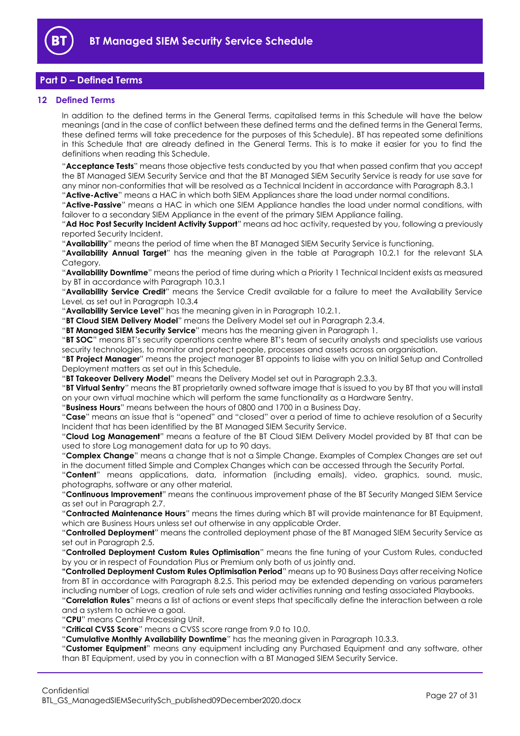## Part D – Defined Terms

### 12 Defined Terms

In addition to the defined terms in the General Terms, capitalised terms in this Schedule will have the below meanings (and in the case of conflict between these defined terms and the defined terms in the General Terms, these defined terms will take precedence for the purposes of this Schedule). BT has repeated some definitions in this Schedule that are already defined in the General Terms. This is to make it easier for you to find the definitions when reading this Schedule.

"**Acceptance Tests**" means those objective tests conducted by you that when passed confirm that you accept the BT Managed SIEM Security Service and that the BT Managed SIEM Security Service is ready for use save for any minor non-conformities that will be resolved as a Technical Incident in accordance with Paragraph 8.3.1

"**Active-Active**" means a HAC in which both SIEM Appliances share the load under normal conditions.

"**Active-Passive**" means a HAC in which one SIEM Appliance handles the load under normal conditions, with failover to a secondary SIEM Appliance in the event of the primary SIEM Appliance failing.

"**Ad Hoc Post Security Incident Activity Support**" means ad hoc activity, requested by you, following a previously reported Security Incident.

"**Availability**" means the period of time when the BT Managed SIEM Security Service is functioning.

"**Availability Annual Target**" has the meaning given in the table at Paragraph 10.2.1 for the relevant SLA Category.

"**Availability Downtime**" means the period of time during which a Priority 1 Technical Incident exists as measured by BT in accordance with Paragraph 10.3.1

"**Availability Service Credit**" means the Service Credit available for a failure to meet the Availability Service Level, as set out in Paragraph 10.3.4

"**Availability Service Level**" has the meaning given in in Paragraph 10.2.1.

"**BT Cloud SIEM Delivery Model**" means the Delivery Model set out in Paragraph 2.3.4.

"**BT Managed SIEM Security Service**" means has the meaning given in Paragraph 1.

"**BT SOC**" means BT's security operations centre where BT's team of security analysts and specialists use various security technologies, to monitor and protect people, processes and assets across an organisation.

"**BT Project Manager**" means the project manager BT appoints to liaise with you on Initial Setup and Controlled Deployment matters as set out in this Schedule.

"**BT Takeover Delivery Model**" means the Delivery Model set out in Paragraph 2.3.3.

"**BT Virtual Sentry**" means the BT proprietarily owned software image that is issued to you by BT that you will install on your own virtual machine which will perform the same functionality as a Hardware Sentry.

"**Business Hours**" means between the hours of 0800 and 1700 in a Business Day.

"**Case**" means an issue that is "opened" and "closed" over a period of time to achieve resolution of a Security Incident that has been identified by the BT Managed SIEM Security Service.

"**Cloud Log Management**" means a feature of the BT Cloud SIEM Delivery Model provided by BT that can be used to store Log management data for up to 90 days.

"**Complex Change**" means a change that is not a Simple Change. Examples of Complex Changes are set out in the document titled Simple and Complex Changes which can be accessed through the Security Portal.

"**Content**" means applications, data, information (including emails), video, graphics, sound, music, photographs, software or any other material.

"**Continuous Improvement**" means the continuous improvement phase of the BT Security Manged SIEM Service as set out in Paragraph 2.7.

"**Contracted Maintenance Hours**" means the times during which BT will provide maintenance for BT Equipment, which are Business Hours unless set out otherwise in any applicable Order.

"**Controlled Deployment**" means the controlled deployment phase of the BT Managed SIEM Security Service as set out in Paragraph 2.5.

"**Controlled Deployment Custom Rules Optimisation**" means the fine tuning of your Custom Rules, conducted by you or in respect of Foundation Plus or Premium only both of us jointly and.

"**Controlled Deployment Custom Rules Optimisation Period**" means up to 90 Business Days after receiving Notice from BT in accordance with Paragraph 8.2.5. This period may be extended depending on various parameters including number of Logs, creation of rule sets and wider activities running and testing associated Playbooks.

"**Correlation Rules**" means a list of actions or event steps that specifically define the interaction between a role and a system to achieve a goal.

"**CPU**" means Central Processing Unit.

"**Critical CVSS Score**" means a CVSS score range from 9.0 to 10.0.

"**Cumulative Monthly Availability Downtime**" has the meaning given in Paragraph 10.3.3.

"**Customer Equipment**" means any equipment including any Purchased Equipment and any software, other than BT Equipment, used by you in connection with a BT Managed SIEM Security Service.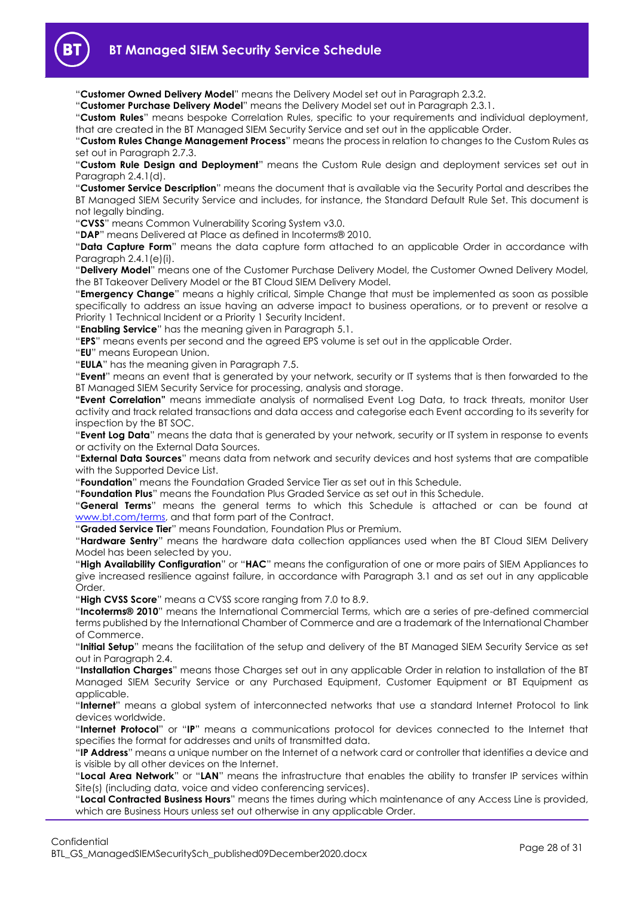"**Customer Owned Delivery Model**" means the Delivery Model set out in Paragraph 2.3.2.

"**Customer Purchase Delivery Model**" means the Delivery Model set out in Paragraph 2.3.1.

"**Custom Rules**" means bespoke Correlation Rules, specific to your requirements and individual deployment, that are created in the BT Managed SIEM Security Service and set out in the applicable Order.

"**Custom Rules Change Management Process**" means the process in relation to changes to the Custom Rules as set out in Paragraph 2.7.3.

"**Custom Rule Design and Deployment**" means the Custom Rule design and deployment services set out in Paragraph 2.4.1(d).

"**Customer Service Description**" means the document that is available via the Security Portal and describes the BT Managed SIEM Security Service and includes, for instance, the Standard Default Rule Set. This document is not legally binding.

"**CVSS**" means Common Vulnerability Scoring System v3.0.

"**DAP**" means Delivered at Place as defined in Incoterms® 2010.

"**Data Capture Form**" means the data capture form attached to an applicable Order in accordance with Paragraph 2.4.1(e)(i).

"**Delivery Model**" means one of the Customer Purchase Delivery Model, the Customer Owned Delivery Model, the BT Takeover Delivery Model or the BT Cloud SIEM Delivery Model.

"**Emergency Change**" means a highly critical, Simple Change that must be implemented as soon as possible specifically to address an issue having an adverse impact to business operations, or to prevent or resolve a Priority 1 Technical Incident or a Priority 1 Security Incident.

"**Enabling Service**" has the meaning given in Paragraph 5.1.

"**EPS**" means events per second and the agreed EPS volume is set out in the applicable Order.

"**EU**" means European Union.

"**EULA**" has the meaning given in Paragraph 7.5.

"**Event**" means an event that is generated by your network, security or IT systems that is then forwarded to the BT Managed SIEM Security Service for processing, analysis and storage.

**"Event Correlation"** means immediate analysis of normalised Event Log Data, to track threats, monitor User activity and track related transactions and data access and categorise each Event according to its severity for inspection by the BT SOC.

"**Event Log Data**" means the data that is generated by your network, security or IT system in response to events or activity on the External Data Sources.

"**External Data Sources**" means data from network and security devices and host systems that are compatible with the Supported Device List.

"**Foundation**" means the Foundation Graded Service Tier as set out in this Schedule.

"**Foundation Plus**" means the Foundation Plus Graded Service as set out in this Schedule.

"**General Terms**" means the general terms to which this Schedule is attached or can be found at www.bt.com/terms, and that form part of the Contract.

"**Graded Service Tier**" means Foundation, Foundation Plus or Premium.

"**Hardware Sentry**" means the hardware data collection appliances used when the BT Cloud SIEM Delivery Model has been selected by you.

"**High Availability Configuration**" or "**HAC**" means the configuration of one or more pairs of SIEM Appliances to give increased resilience against failure, in accordance with Paragraph 3.1 and as set out in any applicable Order.

"**High CVSS Score**" means a CVSS score ranging from 7.0 to 8.9.

"**Incoterms® 2010**" means the International Commercial Terms, which are a series of pre-defined commercial terms published by the International Chamber of Commerce and are a trademark of the International Chamber of Commerce.

"**Initial Setup**" means the facilitation of the setup and delivery of the BT Managed SIEM Security Service as set out in Paragraph 2.4.

"**Installation Charges**" means those Charges set out in any applicable Order in relation to installation of the BT Managed SIEM Security Service or any Purchased Equipment, Customer Equipment or BT Equipment as applicable.

"**Internet**" means a global system of interconnected networks that use a standard Internet Protocol to link devices worldwide.

"**Internet Protocol**" or "**IP**" means a communications protocol for devices connected to the Internet that specifies the format for addresses and units of transmitted data.

"**IP Address**" means a unique number on the Internet of a network card or controller that identifies a device and is visible by all other devices on the Internet.

"**Local Area Network**" or "**LAN**" means the infrastructure that enables the ability to transfer IP services within Site(s) (including data, voice and video conferencing services).

"**Local Contracted Business Hours**" means the times during which maintenance of any Access Line is provided, which are Business Hours unless set out otherwise in any applicable Order.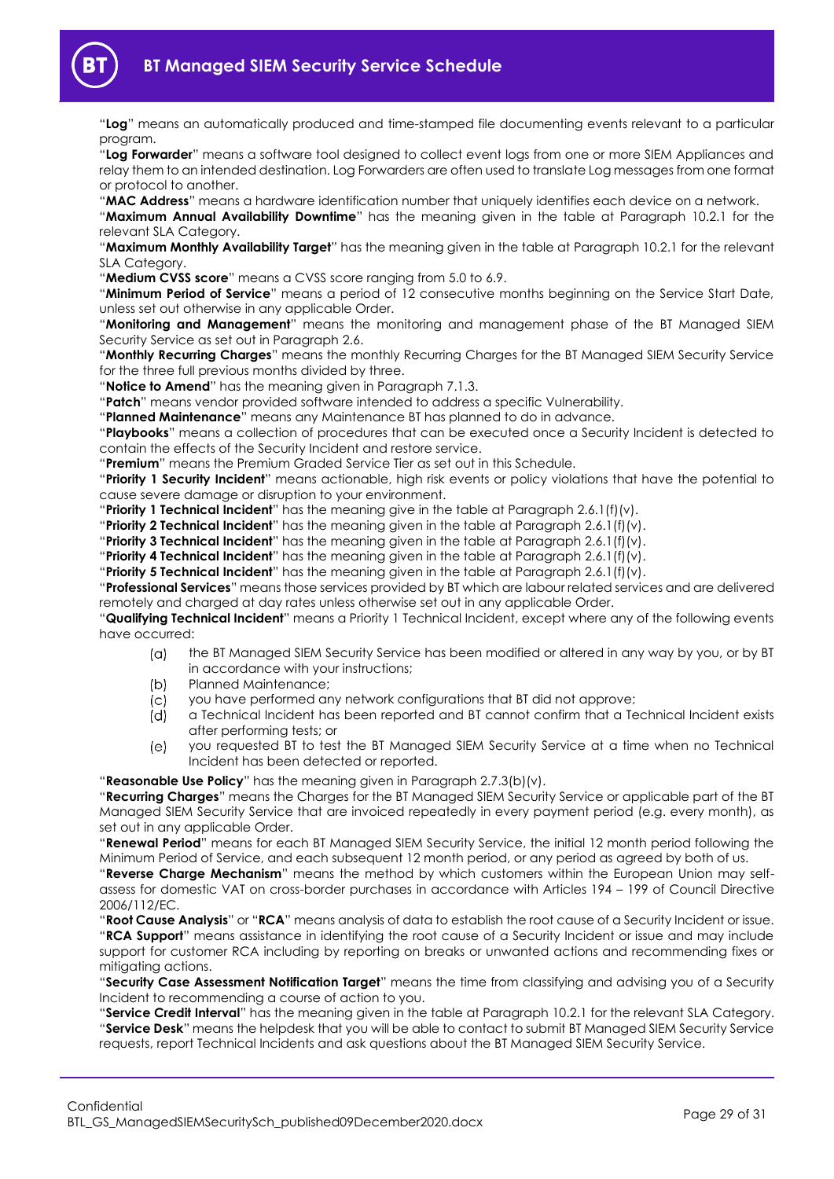"**Log**" means an automatically produced and time-stamped file documenting events relevant to a particular program.

"**Log Forwarder**" means a software tool designed to collect event logs from one or more SIEM Appliances and relay them to an intended destination. Log Forwarders are often used to translate Log messages from one format or protocol to another.

"**MAC Address**" means a hardware identification number that uniquely identifies each device on a network.

"**Maximum Annual Availability Downtime**" has the meaning given in the table at Paragraph 10.2.1 for the relevant SLA Category.

"**Maximum Monthly Availability Target**" has the meaning given in the table at Paragraph 10.2.1 for the relevant SLA Category.

"**Medium CVSS score**" means a CVSS score ranging from 5.0 to 6.9.

"**Minimum Period of Service**" means a period of 12 consecutive months beginning on the Service Start Date, unless set out otherwise in any applicable Order.

"**Monitoring and Management**" means the monitoring and management phase of the BT Managed SIEM Security Service as set out in Paragraph 2.6.

"**Monthly Recurring Charges**" means the monthly Recurring Charges for the BT Managed SIEM Security Service for the three full previous months divided by three.

"**Notice to Amend**" has the meaning given in Paragraph 7.1.3.

"**Patch**" means vendor provided software intended to address a specific Vulnerability.

"**Planned Maintenance**" means any Maintenance BT has planned to do in advance.

"**Playbooks**" means a collection of procedures that can be executed once a Security Incident is detected to contain the effects of the Security Incident and restore service.

"**Premium**" means the Premium Graded Service Tier as set out in this Schedule.

"**Priority 1 Security Incident**" means actionable, high risk events or policy violations that have the potential to cause severe damage or disruption to your environment.

"**Priority 1 Technical Incident**" has the meaning give in the table at Paragraph 2.6.1(f)(v).

"**Priority 2 Technical Incident**" has the meaning given in the table at Paragraph 2.6.1(f)(v).

"**Priority 3 Technical Incident**" has the meaning given in the table at Paragraph 2.6.1(f)(v).

"**Priority 4 Technical Incident**" has the meaning given in the table at Paragraph 2.6.1(f)(v).

"**Priority 5 Technical Incident**" has the meaning given in the table at Paragraph 2.6.1(f)(v).

"**Professional Services**" means those services provided by BT which are labour related services and are delivered remotely and charged at day rates unless otherwise set out in any applicable Order.

"**Qualifying Technical Incident**" means a Priority 1 Technical Incident, except where any of the following events have occurred:

(a) the BT Managed SIEM Security Service has been modified or altered in any way by you, or by BT in accordance with your instructions;

(b) Planned Maintenance;

(c) you have performed any network configurations that BT did not approve;

(d) a Technical Incident has been reported and BT cannot confirm that a Technical Incident exists after performing tests; or

(e) you requested BT to test the BT Managed SIEM Security Service at a time when no Technical Incident has been detected or reported.

"**Reasonable Use Policy**" has the meaning given in Paragraph 2.7.3(b)(v).

"**Recurring Charges**" means the Charges for the BT Managed SIEM Security Service or applicable part of the BT Managed SIEM Security Service that are invoiced repeatedly in every payment period (e.g. every month), as set out in any applicable Order.

"**Renewal Period**" means for each BT Managed SIEM Security Service, the initial 12 month period following the Minimum Period of Service, and each subsequent 12 month period, or any period as agreed by both of us.

"**Reverse Charge Mechanism**" means the method by which customers within the European Union may self-assess for domestic VAT on cross-border purchases in accordance with Articles 194 – 199 of Council Directive 2006/112/EC.

"**Root Cause Analysis**" or "**RCA**" means analysis of data to establish the root cause of a Security Incident or issue.

"**RCA Support**" means assistance in identifying the root cause of a Security Incident or issue and may include support for customer RCA including by reporting on breaks or unwanted actions and recommending fixes or mitigating actions.

"**Security Case Assessment Notification Target**" means the time from classifying and advising you of a Security Incident to recommending a course of action to you.

"**Service Credit Interval**" has the meaning given in the table at Paragraph 10.2.1 for the relevant SLA Category.

"**Service Desk**" means the helpdesk that you will be able to contact to submit BT Managed SIEM Security Service requests, report Technical Incidents and ask questions about the BT Managed SIEM Security Service.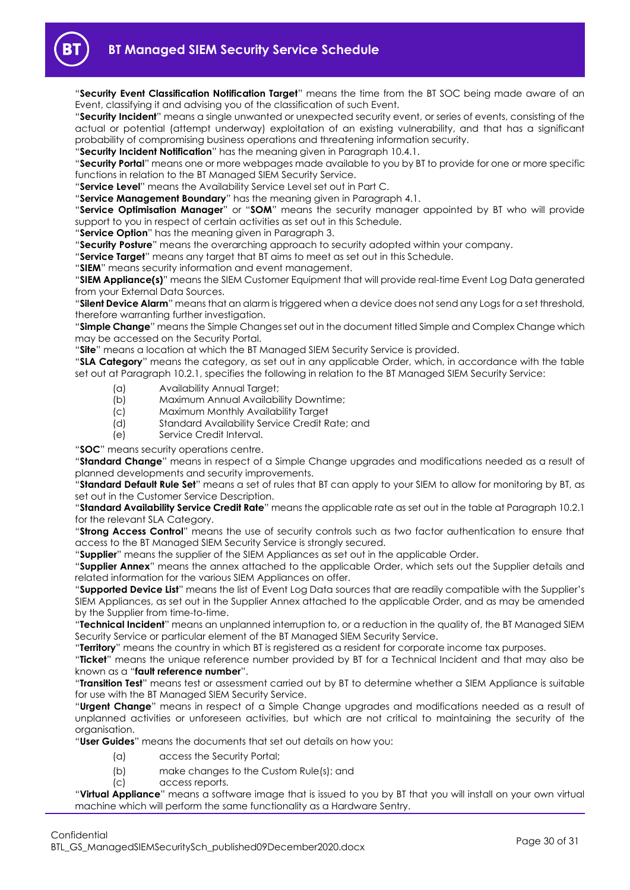"**Security Event Classification Notification Target**" means the time from the BT SOC being made aware of an Event, classifying it and advising you of the classification of such Event.

"**Security Incident**" means a single unwanted or unexpected security event, or series of events, consisting of the actual or potential (attempt underway) exploitation of an existing vulnerability, and that has a significant probability of compromising business operations and threatening information security.

"**Security Incident Notification**" has the meaning given in Paragraph 10.4.1.

"**Security Portal**" means one or more webpages made available to you by BT to provide for one or more specific functions in relation to the BT Managed SIEM Security Service.

"**Service Level**" means the Availability Service Level set out in Part C.

"**Service Management Boundary**" has the meaning given in Paragraph 4.1.

"**Service Optimisation Manager**" or "**SOM**" means the security manager appointed by BT who will provide support to you in respect of certain activities as set out in this Schedule.

"**Service Option**" has the meaning given in Paragraph 3.

"**Security Posture**" means the overarching approach to security adopted within your company.

"**Service Target**" means any target that BT aims to meet as set out in this Schedule.

"**SIEM**" means security information and event management.

"**SIEM Appliance(s)**" means the SIEM Customer Equipment that will provide real-time Event Log Data generated from your External Data Sources.

"**Silent Device Alarm**" means that an alarm is triggered when a device does not send any Logs for a set threshold, therefore warranting further investigation.

"**Simple Change**" means the Simple Changes set out in the document titled Simple and Complex Change which may be accessed on the Security Portal.

"**Site**" means a location at which the BT Managed SIEM Security Service is provided.

"**SLA Category**" means the category, as set out in any applicable Order, which, in accordance with the table set out at Paragraph 10.2.1, specifies the following in relation to the BT Managed SIEM Security Service:

(a) Availability Annual Target;
(b) Maximum Annual Availability Downtime;
(c) Maximum Monthly Availability Target
(d) Standard Availability Service Credit Rate; and
(e) Service Credit Interval.

"**SOC**" means security operations centre.

"**Standard Change**" means in respect of a Simple Change upgrades and modifications needed as a result of planned developments and security improvements.

"**Standard Default Rule Set**" means a set of rules that BT can apply to your SIEM to allow for monitoring by BT, as set out in the Customer Service Description.

"**Standard Availability Service Credit Rate**" means the applicable rate as set out in the table at Paragraph 10.2.1 for the relevant SLA Category.

"**Strong Access Control**" means the use of security controls such as two factor authentication to ensure that access to the BT Managed SIEM Security Service is strongly secured.

"**Supplier**" means the supplier of the SIEM Appliances as set out in the applicable Order.

"**Supplier Annex**" means the annex attached to the applicable Order, which sets out the Supplier details and related information for the various SIEM Appliances on offer.

"**Supported Device List**" means the list of Event Log Data sources that are readily compatible with the Supplier's SIEM Appliances, as set out in the Supplier Annex attached to the applicable Order, and as may be amended by the Supplier from time-to-time.

"**Technical Incident**" means an unplanned interruption to, or a reduction in the quality of, the BT Managed SIEM Security Service or particular element of the BT Managed SIEM Security Service.

"**Territory**" means the country in which BT is registered as a resident for corporate income tax purposes.

"**Ticket**" means the unique reference number provided by BT for a Technical Incident and that may also be known as a "**fault reference number**".

"**Transition Test**" means test or assessment carried out by BT to determine whether a SIEM Appliance is suitable for use with the BT Managed SIEM Security Service.

"**Urgent Change**" means in respect of a Simple Change upgrades and modifications needed as a result of unplanned activities or unforeseen activities, but which are not critical to maintaining the security of the organisation.

"**User Guides**" means the documents that set out details on how you:

(a) access the Security Portal;
(b) make changes to the Custom Rule(s); and
(c) access reports.

"**Virtual Appliance**" means a software image that is issued to you by BT that you will install on your own virtual machine which will perform the same functionality as a Hardware Sentry.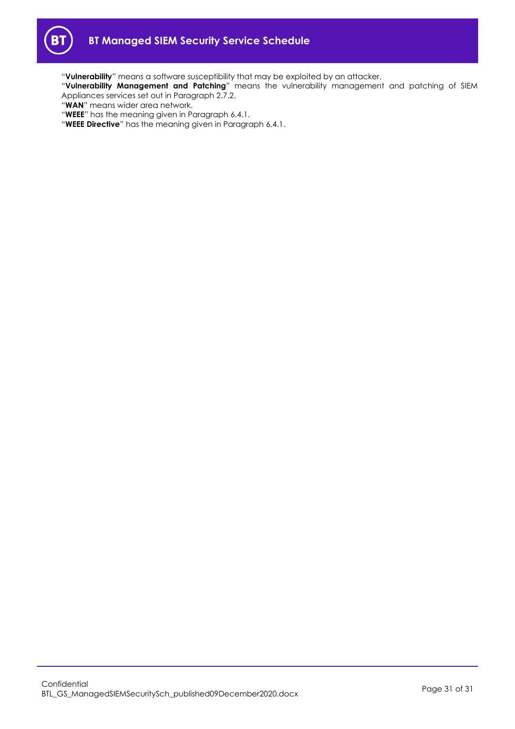"**Vulnerability**" means a software susceptibility that may be exploited by an attacker.

"**Vulnerability Management and Patching**" means the vulnerability management and patching of SIEM Appliances services set out in Paragraph 2.7.2.

"**WAN**" means wider area network.

"**WEEE**" has the meaning given in Paragraph 6.4.1.

"**WEEE Directive**" has the meaning given in Paragraph 6.4.1.